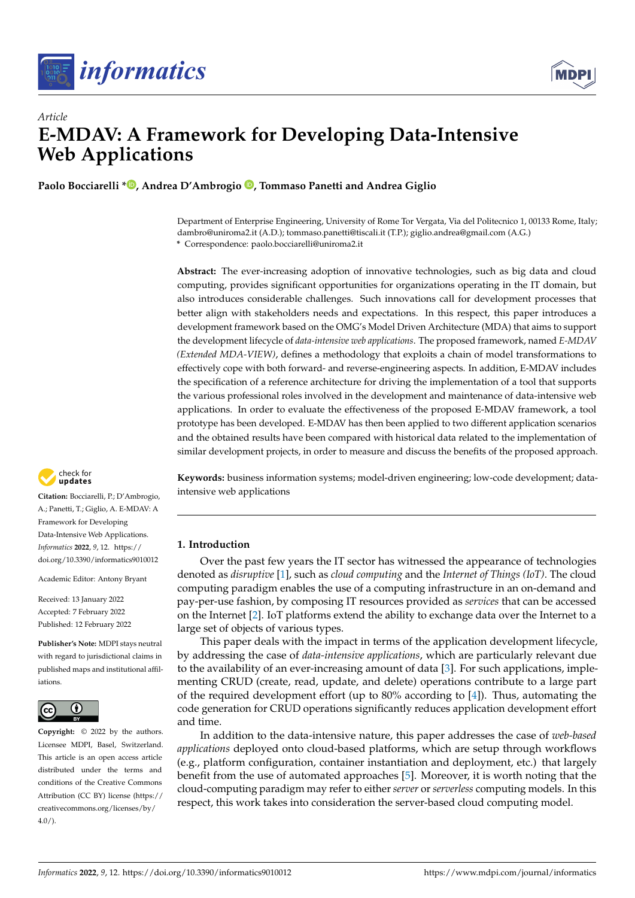*Article*

# E-MDAV: A Framework for Developing Data-Intensive Web Applications

**Paolo Bocciarelli \*, Andrea D'Ambrogio, Tommaso Panetti and Andrea Giglio**

Department of Enterprise Engineering, University of Rome Tor Vergata, Via del Politecnico 1, 00133 Rome, Italy; dambro@uniroma2.it (A.D.); tommaso.panetti@tiscali.it (T.P.); giglio.andrea@gmail.com (A.G.)
\* Correspondence: paolo.bocciarelli@uniroma2.it

**Abstract:** The ever-increasing adoption of innovative technologies, such as big data and cloud computing, provides significant opportunities for organizations operating in the IT domain, but also introduces considerable challenges. Such innovations call for development processes that better align with stakeholders needs and expectations. In this respect, this paper introduces a development framework based on the OMG's Model Driven Architecture (MDA) that aims to support the development lifecycle of *data-intensive web applications*. The proposed framework, named *E-MDAV (Extended MDA-VIEW)*, defines a methodology that exploits a chain of model transformations to effectively cope with both forward- and reverse-engineering aspects. In addition, E-MDAV includes the specification of a reference architecture for driving the implementation of a tool that supports the various professional roles involved in the development and maintenance of data-intensive web applications. In order to evaluate the effectiveness of the proposed E-MDAV framework, a tool prototype has been developed. E-MDAV has then been applied to two different application scenarios and the obtained results have been compared with historical data related to the implementation of similar development projects, in order to measure and discuss the benefits of the proposed approach.

**Keywords:** business information systems; model-driven engineering; low-code development; data-intensive web applications

**Citation:** Bocciarelli, P.; D'Ambrogio, A.; Panetti, T.; Giglio, A. E-MDAV: A Framework for Developing Data-Intensive Web Applications. *Informatics* **2022**, *9*, 12. https://doi.org/10.3390/informatics9010012

Academic Editor: Antony Bryant

Received: 13 January 2022
Accepted: 7 February 2022
Published: 12 February 2022

**Publisher's Note:** MDPI stays neutral with regard to jurisdictional claims in published maps and institutional affiliations.

**Copyright:** © 2022 by the authors. Licensee MDPI, Basel, Switzerland. This article is an open access article distributed under the terms and conditions of the Creative Commons Attribution (CC BY) license (https://creativecommons.org/licenses/by/4.0/).

## 1. Introduction

Over the past few years the IT sector has witnessed the appearance of technologies denoted as *disruptive* [1], such as *cloud computing* and the *Internet of Things (IoT)*. The cloud computing paradigm enables the use of a computing infrastructure in an on-demand and pay-per-use fashion, by composing IT resources provided as *services* that can be accessed on the Internet [2]. IoT platforms extend the ability to exchange data over the Internet to a large set of objects of various types.

This paper deals with the impact in terms of the application development lifecycle, by addressing the case of *data-intensive applications*, which are particularly relevant due to the availability of an ever-increasing amount of data [3]. For such applications, implementing CRUD (create, read, update, and delete) operations contribute to a large part of the required development effort (up to 80% according to [4]). Thus, automating the code generation for CRUD operations significantly reduces application development effort and time.

In addition to the data-intensive nature, this paper addresses the case of *web-based applications* deployed onto cloud-based platforms, which are setup through workflows (e.g., platform configuration, container instantiation and deployment, etc.) that largely benefit from the use of automated approaches [5]. Moreover, it is worth noting that the cloud-computing paradigm may refer to either *server* or *serverless* computing models. In this respect, this work takes into consideration the server-based cloud computing model.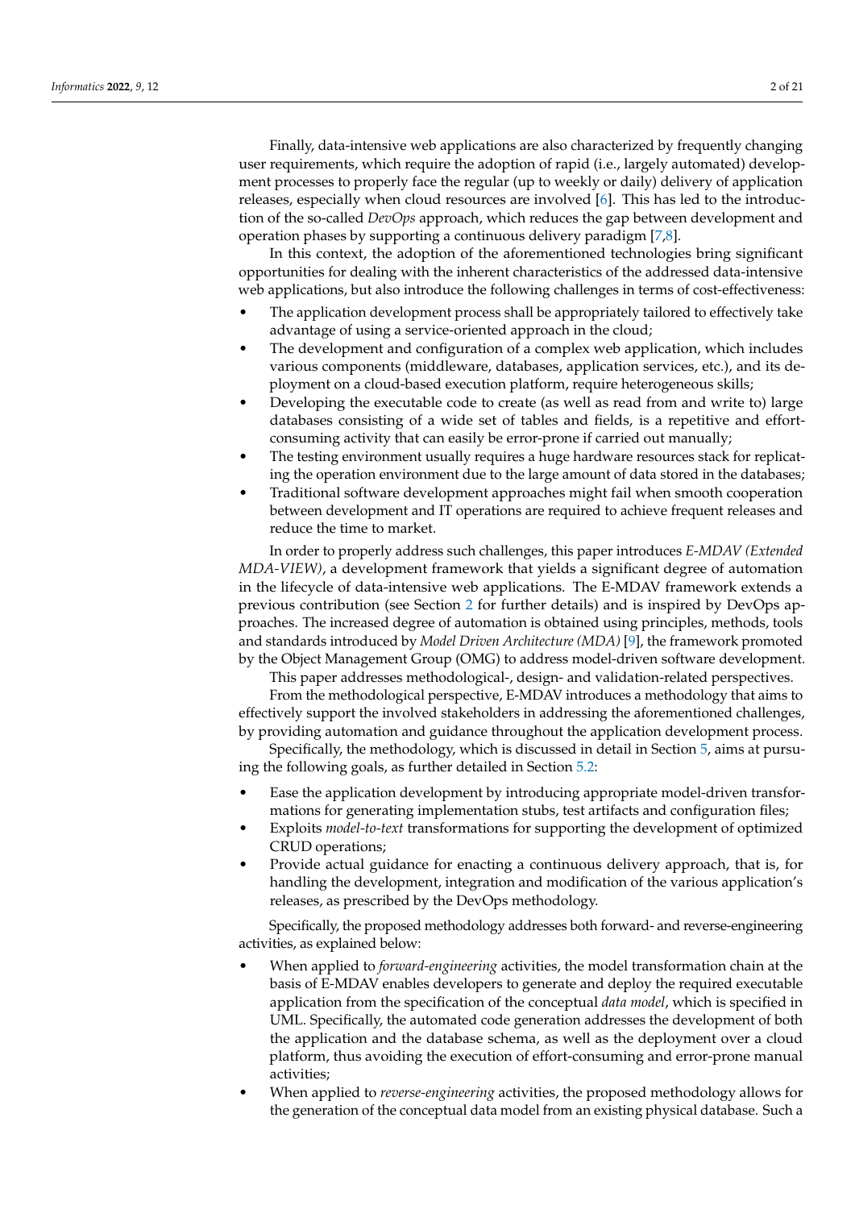Finally, data-intensive web applications are also characterized by frequently changing user requirements, which require the adoption of rapid (i.e., largely automated) development processes to properly face the regular (up to weekly or daily) delivery of application releases, especially when cloud resources are involved [6]. This has led to the introduction of the so-called *DevOps* approach, which reduces the gap between development and operation phases by supporting a continuous delivery paradigm [7,8].

In this context, the adoption of the aforementioned technologies bring significant opportunities for dealing with the inherent characteristics of the addressed data-intensive web applications, but also introduce the following challenges in terms of cost-effectiveness:

- The application development process shall be appropriately tailored to effectively take advantage of using a service-oriented approach in the cloud;
- The development and configuration of a complex web application, which includes various components (middleware, databases, application services, etc.), and its deployment on a cloud-based execution platform, require heterogeneous skills;
- Developing the executable code to create (as well as read from and write to) large databases consisting of a wide set of tables and fields, is a repetitive and effort-consuming activity that can easily be error-prone if carried out manually;
- The testing environment usually requires a huge hardware resources stack for replicating the operation environment due to the large amount of data stored in the databases;
- Traditional software development approaches might fail when smooth cooperation between development and IT operations are required to achieve frequent releases and reduce the time to market.

In order to properly address such challenges, this paper introduces *E-MDAV (Extended MDA-VIEW)*, a development framework that yields a significant degree of automation in the lifecycle of data-intensive web applications. The E-MDAV framework extends a previous contribution (see Section 2 for further details) and is inspired by DevOps approaches. The increased degree of automation is obtained using principles, methods, tools and standards introduced by *Model Driven Architecture (MDA)* [9], the framework promoted by the Object Management Group (OMG) to address model-driven software development.

This paper addresses methodological-, design- and validation-related perspectives.

From the methodological perspective, E-MDAV introduces a methodology that aims to effectively support the involved stakeholders in addressing the aforementioned challenges, by providing automation and guidance throughout the application development process.

Specifically, the methodology, which is discussed in detail in Section 5, aims at pursuing the following goals, as further detailed in Section 5.2:

- Ease the application development by introducing appropriate model-driven transformations for generating implementation stubs, test artifacts and configuration files;
- Exploits *model-to-text* transformations for supporting the development of optimized CRUD operations;
- Provide actual guidance for enacting a continuous delivery approach, that is, for handling the development, integration and modification of the various application's releases, as prescribed by the DevOps methodology.

Specifically, the proposed methodology addresses both forward- and reverse-engineering activities, as explained below:

- When applied to *forward-engineering* activities, the model transformation chain at the basis of E-MDAV enables developers to generate and deploy the required executable application from the specification of the conceptual *data model*, which is specified in UML. Specifically, the automated code generation addresses the development of both the application and the database schema, as well as the deployment over a cloud platform, thus avoiding the execution of effort-consuming and error-prone manual activities;
- When applied to *reverse-engineering* activities, the proposed methodology allows for the generation of the conceptual data model from an existing physical database. Such a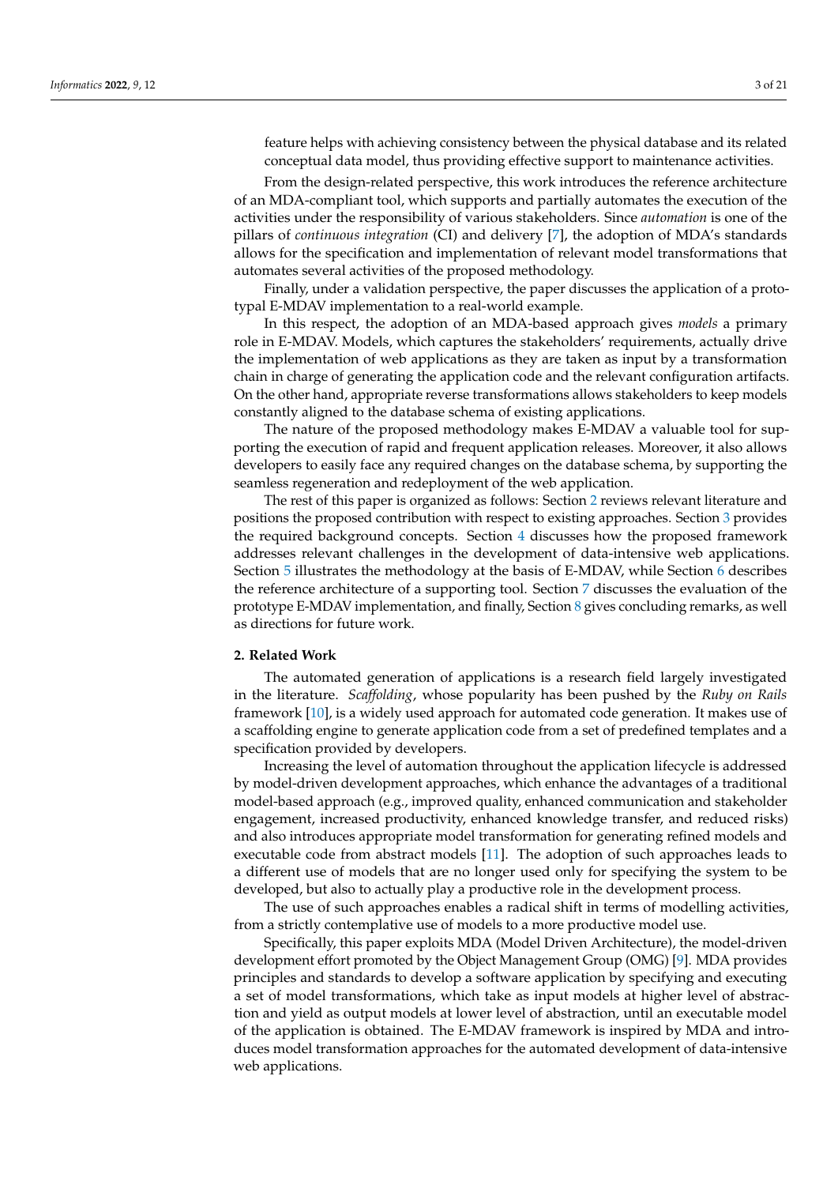feature helps with achieving consistency between the physical database and its related conceptual data model, thus providing effective support to maintenance activities.

From the design-related perspective, this work introduces the reference architecture of an MDA-compliant tool, which supports and partially automates the execution of the activities under the responsibility of various stakeholders. Since *automation* is one of the pillars of *continuous integration* (CI) and delivery [7], the adoption of MDA's standards allows for the specification and implementation of relevant model transformations that automates several activities of the proposed methodology.

Finally, under a validation perspective, the paper discusses the application of a prototypal E-MDAV implementation to a real-world example.

In this respect, the adoption of an MDA-based approach gives *models* a primary role in E-MDAV. Models, which captures the stakeholders' requirements, actually drive the implementation of web applications as they are taken as input by a transformation chain in charge of generating the application code and the relevant configuration artifacts. On the other hand, appropriate reverse transformations allows stakeholders to keep models constantly aligned to the database schema of existing applications.

The nature of the proposed methodology makes E-MDAV a valuable tool for supporting the execution of rapid and frequent application releases. Moreover, it also allows developers to easily face any required changes on the database schema, by supporting the seamless regeneration and redeployment of the web application.

The rest of this paper is organized as follows: Section 2 reviews relevant literature and positions the proposed contribution with respect to existing approaches. Section 3 provides the required background concepts. Section 4 discusses how the proposed framework addresses relevant challenges in the development of data-intensive web applications. Section 5 illustrates the methodology at the basis of E-MDAV, while Section 6 describes the reference architecture of a supporting tool. Section 7 discusses the evaluation of the prototype E-MDAV implementation, and finally, Section 8 gives concluding remarks, as well as directions for future work.

## 2. Related Work

The automated generation of applications is a research field largely investigated in the literature. *Scaffolding*, whose popularity has been pushed by the *Ruby on Rails* framework [10], is a widely used approach for automated code generation. It makes use of a scaffolding engine to generate application code from a set of predefined templates and a specification provided by developers.

Increasing the level of automation throughout the application lifecycle is addressed by model-driven development approaches, which enhance the advantages of a traditional model-based approach (e.g., improved quality, enhanced communication and stakeholder engagement, increased productivity, enhanced knowledge transfer, and reduced risks) and also introduces appropriate model transformation for generating refined models and executable code from abstract models [11]. The adoption of such approaches leads to a different use of models that are no longer used only for specifying the system to be developed, but also to actually play a productive role in the development process.

The use of such approaches enables a radical shift in terms of modelling activities, from a strictly contemplative use of models to a more productive model use.

Specifically, this paper exploits MDA (Model Driven Architecture), the model-driven development effort promoted by the Object Management Group (OMG) [9]. MDA provides principles and standards to develop a software application by specifying and executing a set of model transformations, which take as input models at higher level of abstraction and yield as output models at lower level of abstraction, until an executable model of the application is obtained. The E-MDAV framework is inspired by MDA and introduces model transformation approaches for the automated development of data-intensive web applications.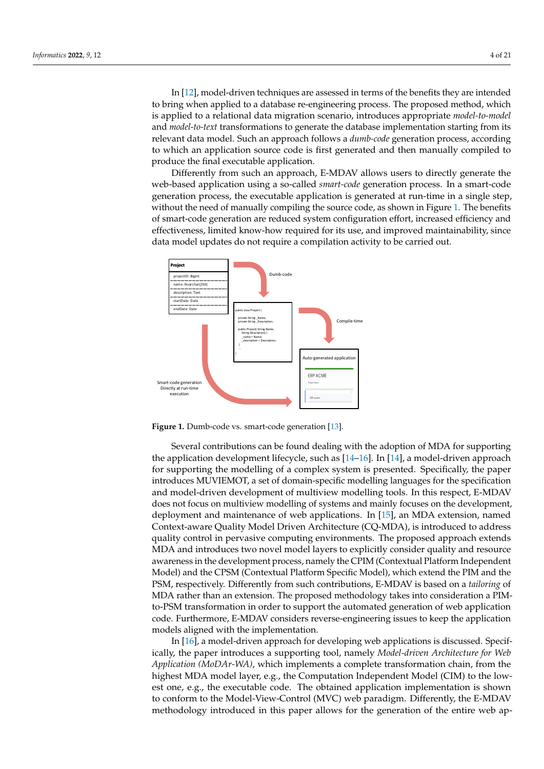In [12], model-driven techniques are assessed in terms of the benefits they are intended to bring when applied to a database re-engineering process. The proposed method, which is applied to a relational data migration scenario, introduces appropriate *model-to-model* and *model-to-text* transformations to generate the database implementation starting from its relevant data model. Such an approach follows a *dumb-code* generation process, according to which an application source code is first generated and then manually compiled to produce the final executable application.

Differently from such an approach, E-MDAV allows users to directly generate the web-based application using a so-called *smart-code* generation process. In a smart-code generation process, the executable application is generated at run-time in a single step, without the need of manually compiling the source code, as shown in Figure 1. The benefits of smart-code generation are reduced system configuration effort, increased efficiency and effectiveness, limited know-how required for its use, and improved maintainability, since data model updates do not require a compilation activity to be carried out.

**Figure 1.** Dumb-code vs. smart-code generation [13].

Several contributions can be found dealing with the adoption of MDA for supporting the application development lifecycle, such as [14–16]. In [14], a model-driven approach for supporting the modelling of a complex system is presented. Specifically, the paper introduces MUVIEMOT, a set of domain-specific modelling languages for the specification and model-driven development of multiview modelling tools. In this respect, E-MDAV does not focus on multiview modelling of systems and mainly focuses on the development, deployment and maintenance of web applications. In [15], an MDA extension, named Context-aware Quality Model Driven Architecture (CQ-MDA), is introduced to address quality control in pervasive computing environments. The proposed approach extends MDA and introduces two novel model layers to explicitly consider quality and resource awareness in the development process, namely the CPIM (Contextual Platform Independent Model) and the CPSM (Contextual Platform Specific Model), which extend the PIM and the PSM, respectively. Differently from such contributions, E-MDAV is based on a *tailoring* of MDA rather than an extension. The proposed methodology takes into consideration a PIM-to-PSM transformation in order to support the automated generation of web application code. Furthermore, E-MDAV considers reverse-engineering issues to keep the application models aligned with the implementation.

In [16], a model-driven approach for developing web applications is discussed. Specifically, the paper introduces a supporting tool, namely *Model-driven Architecture for Web Application (MoDAr-WA)*, which implements a complete transformation chain, from the highest MDA model layer, e.g., the Computation Independent Model (CIM) to the lowest one, e.g., the executable code. The obtained application implementation is shown to conform to the Model-View-Control (MVC) web paradigm. Differently, the E-MDAV methodology introduced in this paper allows for the generation of the entire web ap-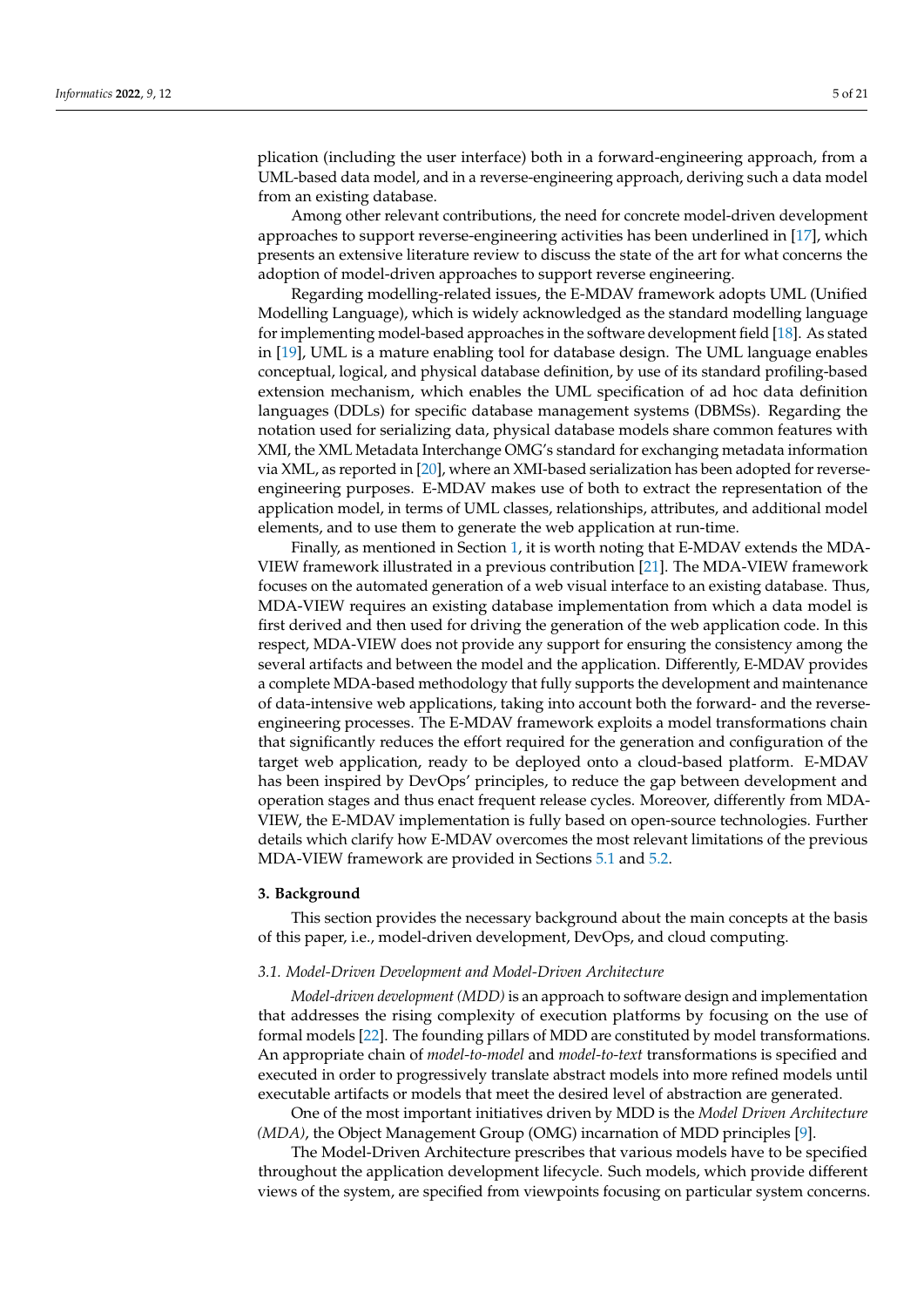plication (including the user interface) both in a forward-engineering approach, from a UML-based data model, and in a reverse-engineering approach, deriving such a data model from an existing database.

Among other relevant contributions, the need for concrete model-driven development approaches to support reverse-engineering activities has been underlined in [17], which presents an extensive literature review to discuss the state of the art for what concerns the adoption of model-driven approaches to support reverse engineering.

Regarding modelling-related issues, the E-MDAV framework adopts UML (Unified Modelling Language), which is widely acknowledged as the standard modelling language for implementing model-based approaches in the software development field [18]. As stated in [19], UML is a mature enabling tool for database design. The UML language enables conceptual, logical, and physical database definition, by use of its standard profiling-based extension mechanism, which enables the UML specification of ad hoc data definition languages (DDLs) for specific database management systems (DBMSs). Regarding the notation used for serializing data, physical database models share common features with XMI, the XML Metadata Interchange OMG's standard for exchanging metadata information via XML, as reported in [20], where an XMI-based serialization has been adopted for reverse-engineering purposes. E-MDAV makes use of both to extract the representation of the application model, in terms of UML classes, relationships, attributes, and additional model elements, and to use them to generate the web application at run-time.

Finally, as mentioned in Section 1, it is worth noting that E-MDAV extends the MDA-VIEW framework illustrated in a previous contribution [21]. The MDA-VIEW framework focuses on the automated generation of a web visual interface to an existing database. Thus, MDA-VIEW requires an existing database implementation from which a data model is first derived and then used for driving the generation of the web application code. In this respect, MDA-VIEW does not provide any support for ensuring the consistency among the several artifacts and between the model and the application. Differently, E-MDAV provides a complete MDA-based methodology that fully supports the development and maintenance of data-intensive web applications, taking into account both the forward- and the reverse-engineering processes. The E-MDAV framework exploits a model transformations chain that significantly reduces the effort required for the generation and configuration of the target web application, ready to be deployed onto a cloud-based platform. E-MDAV has been inspired by DevOps' principles, to reduce the gap between development and operation stages and thus enact frequent release cycles. Moreover, differently from MDA-VIEW, the E-MDAV implementation is fully based on open-source technologies. Further details which clarify how E-MDAV overcomes the most relevant limitations of the previous MDA-VIEW framework are provided in Sections 5.1 and 5.2.

## 3. Background

This section provides the necessary background about the main concepts at the basis of this paper, i.e., model-driven development, DevOps, and cloud computing.

### 3.1. Model-Driven Development and Model-Driven Architecture

*Model-driven development (MDD)* is an approach to software design and implementation that addresses the rising complexity of execution platforms by focusing on the use of formal models [22]. The founding pillars of MDD are constituted by model transformations. An appropriate chain of *model-to-model* and *model-to-text* transformations is specified and executed in order to progressively translate abstract models into more refined models until executable artifacts or models that meet the desired level of abstraction are generated.

One of the most important initiatives driven by MDD is the *Model Driven Architecture (MDA)*, the Object Management Group (OMG) incarnation of MDD principles [9].

The Model-Driven Architecture prescribes that various models have to be specified throughout the application development lifecycle. Such models, which provide different views of the system, are specified from viewpoints focusing on particular system concerns.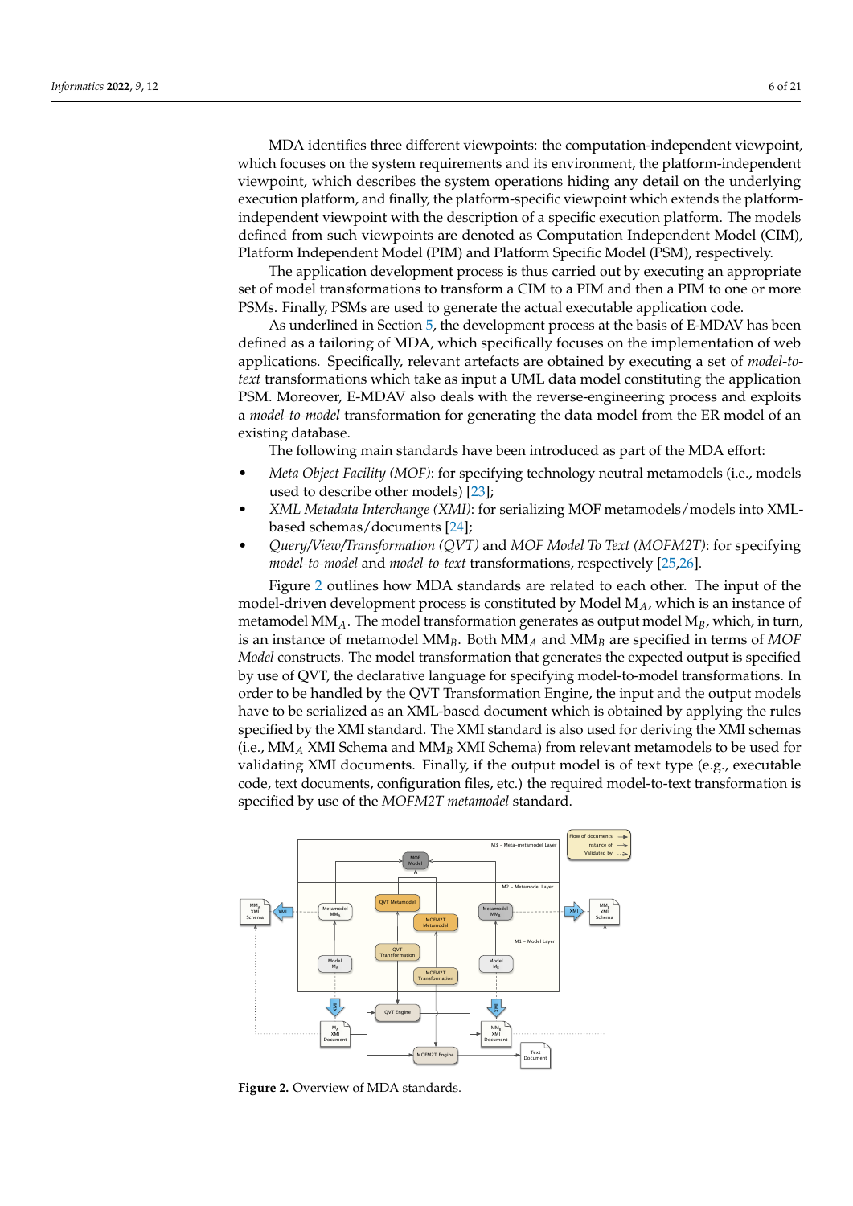MDA identifies three different viewpoints: the computation-independent viewpoint, which focuses on the system requirements and its environment, the platform-independent viewpoint, which describes the system operations hiding any detail on the underlying execution platform, and finally, the platform-specific viewpoint which extends the platform-independent viewpoint with the description of a specific execution platform. The models defined from such viewpoints are denoted as Computation Independent Model (CIM), Platform Independent Model (PIM) and Platform Specific Model (PSM), respectively.

The application development process is thus carried out by executing an appropriate set of model transformations to transform a CIM to a PIM and then a PIM to one or more PSMs. Finally, PSMs are used to generate the actual executable application code.

As underlined in Section 5, the development process at the basis of E-MDAV has been defined as a tailoring of MDA, which specifically focuses on the implementation of web applications. Specifically, relevant artefacts are obtained by executing a set of *model-to-text* transformations which take as input a UML data model constituting the application PSM. Moreover, E-MDAV also deals with the reverse-engineering process and exploits a *model-to-model* transformation for generating the data model from the ER model of an existing database.

The following main standards have been introduced as part of the MDA effort:

- *Meta Object Facility (MOF)*: for specifying technology neutral metamodels (i.e., models used to describe other models) [23];
- *XML Metadata Interchange (XMI)*: for serializing MOF metamodels/models into XML-based schemas/documents [24];
- *Query/View/Transformation (QVT)* and *MOF Model To Text (MOFM2T)*: for specifying *model-to-model* and *model-to-text* transformations, respectively [25,26].

Figure 2 outlines how MDA standards are related to each other. The input of the model-driven development process is constituted by Model $M_A$, which is an instance of metamodel $MM_A$. The model transformation generates as output model $M_B$, which, in turn, is an instance of metamodel $MM_B$. Both $MM_A$ and $MM_B$ are specified in terms of *MOF Model* constructs. The model transformation that generates the expected output is specified by use of QVT, the declarative language for specifying model-to-model transformations. In order to be handled by the QVT Transformation Engine, the input and the output models have to be serialized as an XML-based document which is obtained by applying the rules specified by the XMI standard. The XMI standard is also used for deriving the XMI schemas (i.e., $MM_A$ XMI Schema and $MM_B$ XMI Schema) from relevant metamodels to be used for validating XMI documents. Finally, if the output model is of text type (e.g., executable code, text documents, configuration files, etc.) the required model-to-text transformation is specified by use of the *MOFM2T metamodel* standard.

**Figure 2.** Overview of MDA standards.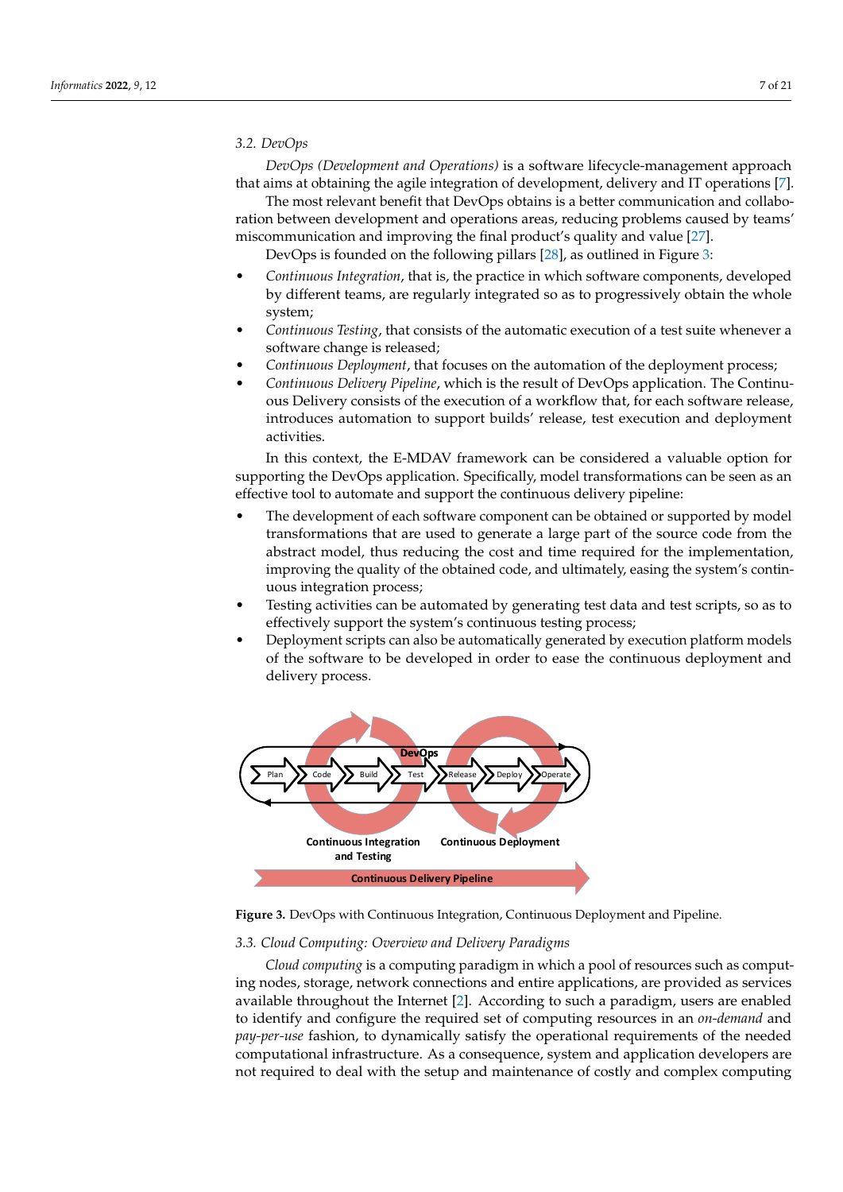### 3.2. DevOps

*DevOps (Development and Operations)* is a software lifecycle-management approach that aims at obtaining the agile integration of development, delivery and IT operations [7].

The most relevant benefit that DevOps obtains is a better communication and collaboration between development and operations areas, reducing problems caused by teams' miscommunication and improving the final product's quality and value [27].

DevOps is founded on the following pillars [28], as outlined in Figure 3:

- *Continuous Integration*, that is, the practice in which software components, developed by different teams, are regularly integrated so as to progressively obtain the whole system;
- *Continuous Testing*, that consists of the automatic execution of a test suite whenever a software change is released;
- *Continuous Deployment*, that focuses on the automation of the deployment process;
- *Continuous Delivery Pipeline*, which is the result of DevOps application. The Continuous Delivery consists of the execution of a workflow that, for each software release, introduces automation to support builds' release, test execution and deployment activities.

In this context, the E-MDAV framework can be considered a valuable option for supporting the DevOps application. Specifically, model transformations can be seen as an effective tool to automate and support the continuous delivery pipeline:

- The development of each software component can be obtained or supported by model transformations that are used to generate a large part of the source code from the abstract model, thus reducing the cost and time required for the implementation, improving the quality of the obtained code, and ultimately, easing the system's continuous integration process;
- Testing activities can be automated by generating test data and test scripts, so as to effectively support the system's continuous testing process;
- Deployment scripts can also be automatically generated by execution platform models of the software to be developed in order to ease the continuous deployment and delivery process.

**Figure 3.** DevOps with Continuous Integration, Continuous Deployment and Pipeline.

### 3.3. Cloud Computing: Overview and Delivery Paradigms

*Cloud computing* is a computing paradigm in which a pool of resources such as computing nodes, storage, network connections and entire applications, are provided as services available throughout the Internet [2]. According to such a paradigm, users are enabled to identify and configure the required set of computing resources in an *on-demand* and *pay-per-use* fashion, to dynamically satisfy the operational requirements of the needed computational infrastructure. As a consequence, system and application developers are not required to deal with the setup and maintenance of costly and complex computing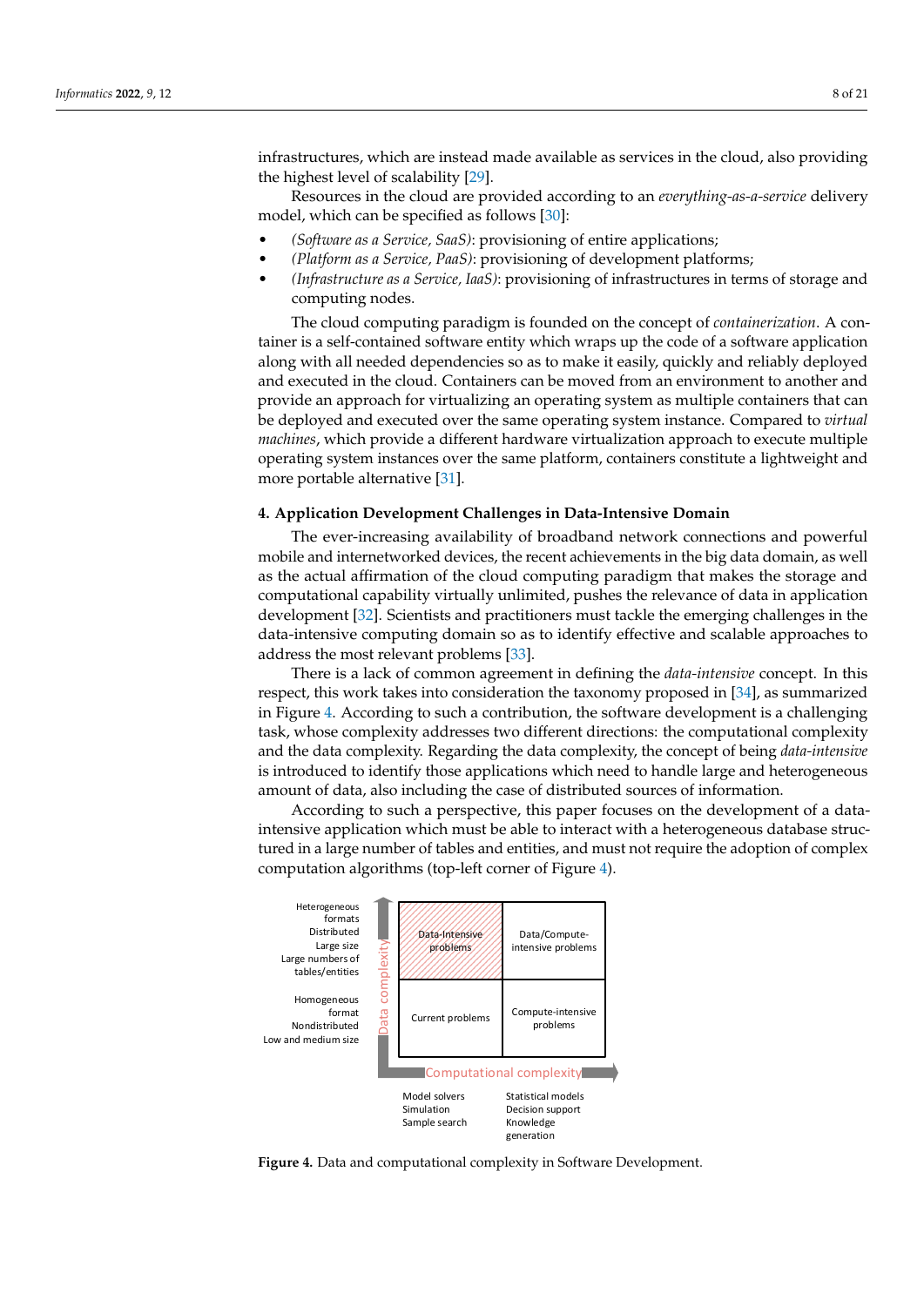infrastructures, which are instead made available as services in the cloud, also providing the highest level of scalability [29].

Resources in the cloud are provided according to an *everything-as-a-service* delivery model, which can be specified as follows [30]:

- *(Software as a Service, SaaS)*: provisioning of entire applications;
- *(Platform as a Service, PaaS)*: provisioning of development platforms;
- *(Infrastructure as a Service, IaaS)*: provisioning of infrastructures in terms of storage and computing nodes.

The cloud computing paradigm is founded on the concept of *containerization*. A container is a self-contained software entity which wraps up the code of a software application along with all needed dependencies so as to make it easily, quickly and reliably deployed and executed in the cloud. Containers can be moved from an environment to another and provide an approach for virtualizing an operating system as multiple containers that can be deployed and executed over the same operating system instance. Compared to *virtual machines*, which provide a different hardware virtualization approach to execute multiple operating system instances over the same platform, containers constitute a lightweight and more portable alternative [31].

## 4. Application Development Challenges in Data-Intensive Domain

The ever-increasing availability of broadband network connections and powerful mobile and internetworked devices, the recent achievements in the big data domain, as well as the actual affirmation of the cloud computing paradigm that makes the storage and computational capability virtually unlimited, pushes the relevance of data in application development [32]. Scientists and practitioners must tackle the emerging challenges in the data-intensive computing domain so as to identify effective and scalable approaches to address the most relevant problems [33].

There is a lack of common agreement in defining the *data-intensive* concept. In this respect, this work takes into consideration the taxonomy proposed in [34], as summarized in Figure 4. According to such a contribution, the software development is a challenging task, whose complexity addresses two different directions: the computational complexity and the data complexity. Regarding the data complexity, the concept of being *data-intensive* is introduced to identify those applications which need to handle large and heterogeneous amount of data, also including the case of distributed sources of information.

According to such a perspective, this paper focuses on the development of a data-intensive application which must be able to interact with a heterogeneous database structured in a large number of tables and entities, and must not require the adoption of complex computation algorithms (top-left corner of Figure 4).

| Data complexity | Model solvers, Simulation, Sample search | Statistical models, Decision support, Knowledge generation |
|---|---|---|
| Heterogeneous formats, Distributed, Large size, Large numbers of tables/entities | Data-Intensive problems | Data/Compute-intensive problems |
| Homogeneous format, Nondistributed, Low and medium size | Current problems | Compute-intensive problems |

**Figure 4.** Data and computational complexity in Software Development.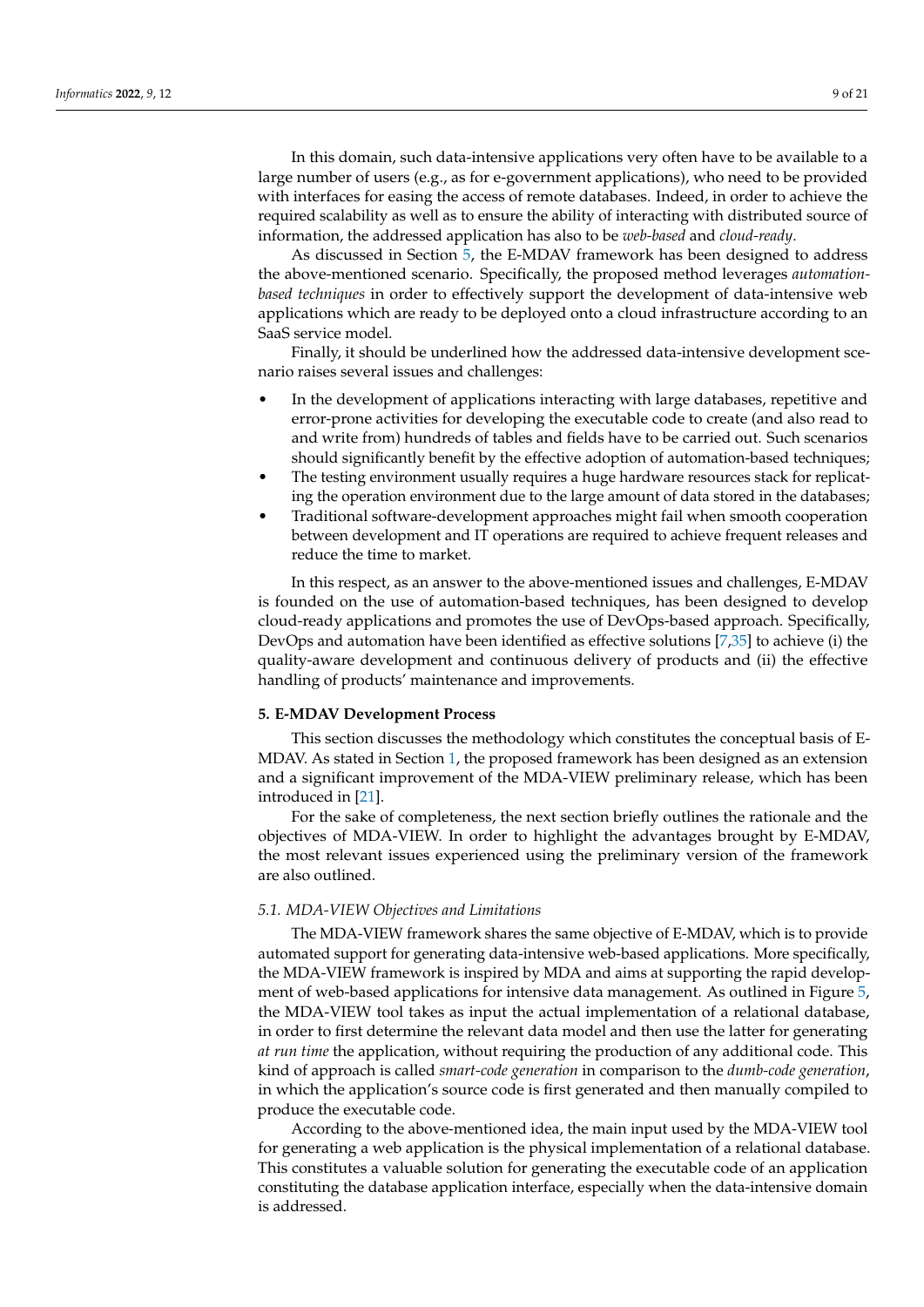In this domain, such data-intensive applications very often have to be available to a large number of users (e.g., as for e-government applications), who need to be provided with interfaces for easing the access of remote databases. Indeed, in order to achieve the required scalability as well as to ensure the ability of interacting with distributed source of information, the addressed application has also to be *web-based* and *cloud-ready*.

As discussed in Section 5, the E-MDAV framework has been designed to address the above-mentioned scenario. Specifically, the proposed method leverages *automation-based techniques* in order to effectively support the development of data-intensive web applications which are ready to be deployed onto a cloud infrastructure according to an SaaS service model.

Finally, it should be underlined how the addressed data-intensive development scenario raises several issues and challenges:

- In the development of applications interacting with large databases, repetitive and error-prone activities for developing the executable code to create (and also read to and write from) hundreds of tables and fields have to be carried out. Such scenarios should significantly benefit by the effective adoption of automation-based techniques;
- The testing environment usually requires a huge hardware resources stack for replicating the operation environment due to the large amount of data stored in the databases;
- Traditional software-development approaches might fail when smooth cooperation between development and IT operations are required to achieve frequent releases and reduce the time to market.

In this respect, as an answer to the above-mentioned issues and challenges, E-MDAV is founded on the use of automation-based techniques, has been designed to develop cloud-ready applications and promotes the use of DevOps-based approach. Specifically, DevOps and automation have been identified as effective solutions [7,35] to achieve (i) the quality-aware development and continuous delivery of products and (ii) the effective handling of products' maintenance and improvements.

## 5. E-MDAV Development Process

This section discusses the methodology which constitutes the conceptual basis of E-MDAV. As stated in Section 1, the proposed framework has been designed as an extension and a significant improvement of the MDA-VIEW preliminary release, which has been introduced in [21].

For the sake of completeness, the next section briefly outlines the rationale and the objectives of MDA-VIEW. In order to highlight the advantages brought by E-MDAV, the most relevant issues experienced using the preliminary version of the framework are also outlined.

### *5.1. MDA-VIEW Objectives and Limitations*

The MDA-VIEW framework shares the same objective of E-MDAV, which is to provide automated support for generating data-intensive web-based applications. More specifically, the MDA-VIEW framework is inspired by MDA and aims at supporting the rapid development of web-based applications for intensive data management. As outlined in Figure 5, the MDA-VIEW tool takes as input the actual implementation of a relational database, in order to first determine the relevant data model and then use the latter for generating *at run time* the application, without requiring the production of any additional code. This kind of approach is called *smart-code generation* in comparison to the *dumb-code generation*, in which the application's source code is first generated and then manually compiled to produce the executable code.

According to the above-mentioned idea, the main input used by the MDA-VIEW tool for generating a web application is the physical implementation of a relational database. This constitutes a valuable solution for generating the executable code of an application constituting the database application interface, especially when the data-intensive domain is addressed.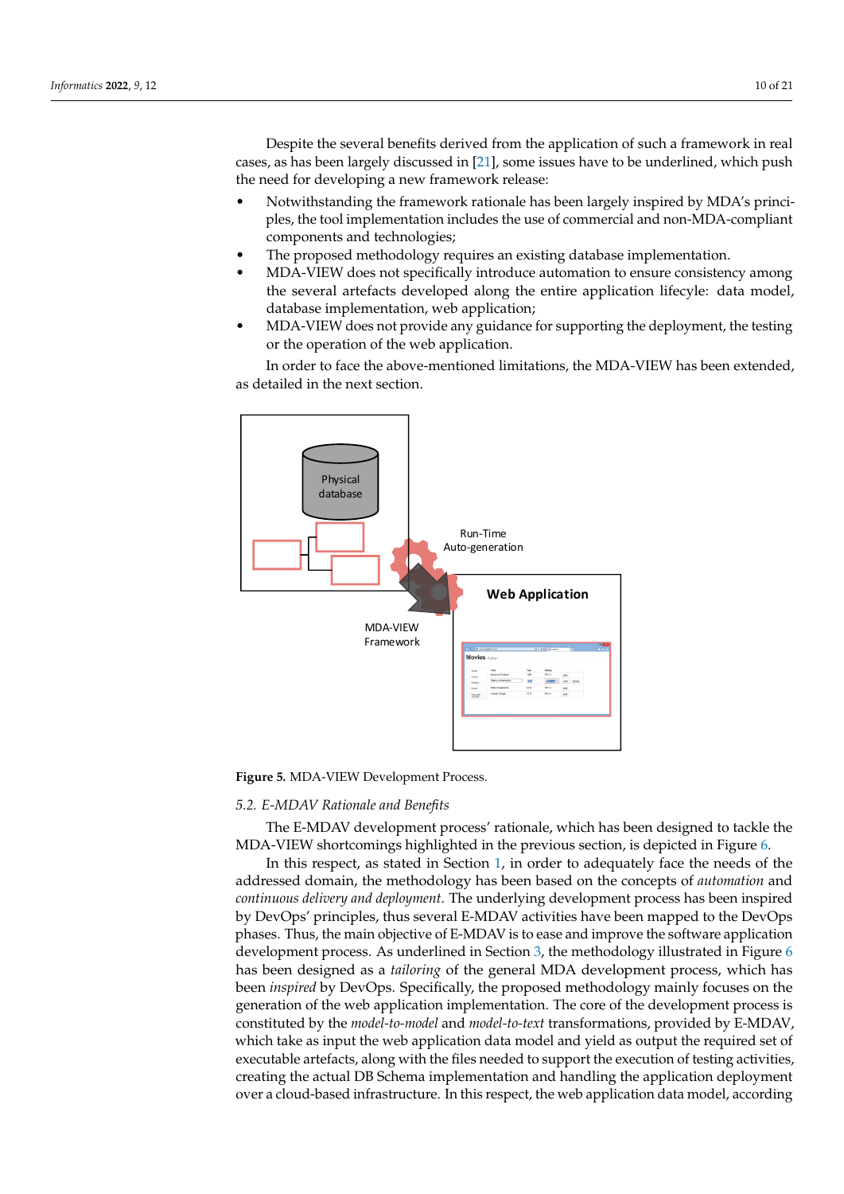Despite the several benefits derived from the application of such a framework in real cases, as has been largely discussed in [21], some issues have to be underlined, which push the need for developing a new framework release:

- Notwithstanding the framework rationale has been largely inspired by MDA's principles, the tool implementation includes the use of commercial and non-MDA-compliant components and technologies;
- The proposed methodology requires an existing database implementation.
- MDA-VIEW does not specifically introduce automation to ensure consistency among the several artefacts developed along the entire application lifecyle: data model, database implementation, web application;
- MDA-VIEW does not provide any guidance for supporting the deployment, the testing or the operation of the web application.

In order to face the above-mentioned limitations, the MDA-VIEW has been extended, as detailed in the next section.

**Figure 5.** MDA-VIEW Development Process.

### 5.2. E-MDAV Rationale and Benefits

The E-MDAV development process' rationale, which has been designed to tackle the MDA-VIEW shortcomings highlighted in the previous section, is depicted in Figure 6.

In this respect, as stated in Section 1, in order to adequately face the needs of the addressed domain, the methodology has been based on the concepts of *automation* and *continuous delivery and deployment*. The underlying development process has been inspired by DevOps' principles, thus several E-MDAV activities have been mapped to the DevOps phases. Thus, the main objective of E-MDAV is to ease and improve the software application development process. As underlined in Section 3, the methodology illustrated in Figure 6 has been designed as a *tailoring* of the general MDA development process, which has been *inspired* by DevOps. Specifically, the proposed methodology mainly focuses on the generation of the web application implementation. The core of the development process is constituted by the *model-to-model* and *model-to-text* transformations, provided by E-MDAV, which take as input the web application data model and yield as output the required set of executable artefacts, along with the files needed to support the execution of testing activities, creating the actual DB Schema implementation and handling the application deployment over a cloud-based infrastructure. In this respect, the web application data model, according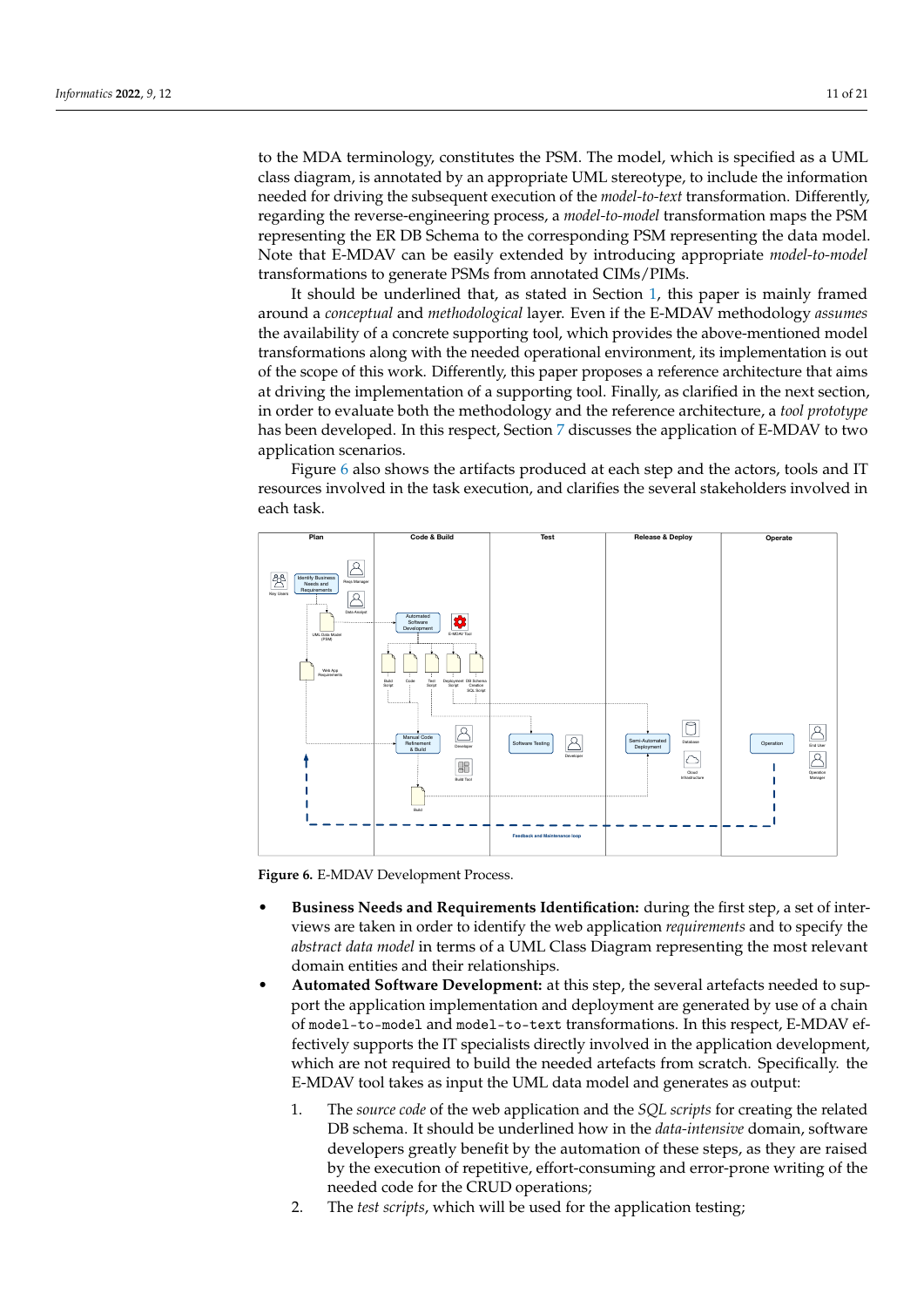to the MDA terminology, constitutes the PSM. The model, which is specified as a UML class diagram, is annotated by an appropriate UML stereotype, to include the information needed for driving the subsequent execution of the *model-to-text* transformation. Differently, regarding the reverse-engineering process, a *model-to-model* transformation maps the PSM representing the ER DB Schema to the corresponding PSM representing the data model. Note that E-MDAV can be easily extended by introducing appropriate *model-to-model* transformations to generate PSMs from annotated CIMs/PIMs.

It should be underlined that, as stated in Section 1, this paper is mainly framed around a *conceptual* and *methodological* layer. Even if the E-MDAV methodology *assumes* the availability of a concrete supporting tool, which provides the above-mentioned model transformations along with the needed operational environment, its implementation is out of the scope of this work. Differently, this paper proposes a reference architecture that aims at driving the implementation of a supporting tool. Finally, as clarified in the next section, in order to evaluate both the methodology and the reference architecture, a *tool prototype* has been developed. In this respect, Section 7 discusses the application of E-MDAV to two application scenarios.

Figure 6 also shows the artifacts produced at each step and the actors, tools and IT resources involved in the task execution, and clarifies the several stakeholders involved in each task.

**Figure 6.** E-MDAV Development Process.

- **Business Needs and Requirements Identification:** during the first step, a set of interviews are taken in order to identify the web application *requirements* and to specify the *abstract data model* in terms of a UML Class Diagram representing the most relevant domain entities and their relationships.
- **Automated Software Development:** at this step, the several artefacts needed to support the application implementation and deployment are generated by use of a chain of `model-to-model` and `model-to-text` transformations. In this respect, E-MDAV effectively supports the IT specialists directly involved in the application development, which are not required to build the needed artefacts from scratch. Specifically. the E-MDAV tool takes as input the UML data model and generates as output:
    1. The *source code* of the web application and the *SQL scripts* for creating the related DB schema. It should be underlined how in the *data-intensive* domain, software developers greatly benefit by the automation of these steps, as they are raised by the execution of repetitive, effort-consuming and error-prone writing of the needed code for the CRUD operations;
    2. The *test scripts*, which will be used for the application testing;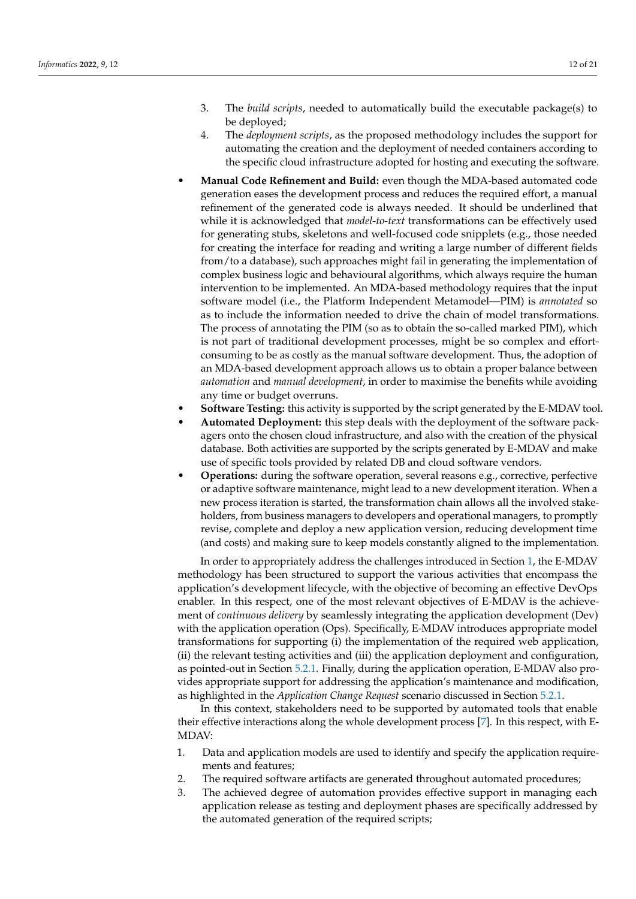3. The *build scripts*, needed to automatically build the executable package(s) to be deployed;
4. The *deployment scripts*, as the proposed methodology includes the support for automating the creation and the deployment of needed containers according to the specific cloud infrastructure adopted for hosting and executing the software.

- **Manual Code Refinement and Build:** even though the MDA-based automated code generation eases the development process and reduces the required effort, a manual refinement of the generated code is always needed. It should be underlined that while it is acknowledged that *model-to-text* transformations can be effectively used for generating stubs, skeletons and well-focused code snipplets (e.g., those needed for creating the interface for reading and writing a large number of different fields from/to a database), such approaches might fail in generating the implementation of complex business logic and behavioural algorithms, which always require the human intervention to be implemented. An MDA-based methodology requires that the input software model (i.e., the Platform Independent Metamodel—PIM) is *annotated* so as to include the information needed to drive the chain of model transformations. The process of annotating the PIM (so as to obtain the so-called marked PIM), which is not part of traditional development processes, might be so complex and effort-consuming to be as costly as the manual software development. Thus, the adoption of an MDA-based development approach allows us to obtain a proper balance between *automation* and *manual development*, in order to maximise the benefits while avoiding any time or budget overruns.
- **Software Testing:** this activity is supported by the script generated by the E-MDAV tool.
- **Automated Deployment:** this step deals with the deployment of the software packagers onto the chosen cloud infrastructure, and also with the creation of the physical database. Both activities are supported by the scripts generated by E-MDAV and make use of specific tools provided by related DB and cloud software vendors.
- **Operations:** during the software operation, several reasons e.g., corrective, perfective or adaptive software maintenance, might lead to a new development iteration. When a new process iteration is started, the transformation chain allows all the involved stakeholders, from business managers to developers and operational managers, to promptly revise, complete and deploy a new application version, reducing development time (and costs) and making sure to keep models constantly aligned to the implementation.

In order to appropriately address the challenges introduced in Section 1, the E-MDAV methodology has been structured to support the various activities that encompass the application's development lifecycle, with the objective of becoming an effective DevOps enabler. In this respect, one of the most relevant objectives of E-MDAV is the achievement of *continuous delivery* by seamlessly integrating the application development (Dev) with the application operation (Ops). Specifically, E-MDAV introduces appropriate model transformations for supporting (i) the implementation of the required web application, (ii) the relevant testing activities and (iii) the application deployment and configuration, as pointed-out in Section 5.2.1. Finally, during the application operation, E-MDAV also provides appropriate support for addressing the application's maintenance and modification, as highlighted in the *Application Change Request* scenario discussed in Section 5.2.1.

In this context, stakeholders need to be supported by automated tools that enable their effective interactions along the whole development process [7]. In this respect, with E-MDAV:

1. Data and application models are used to identify and specify the application requirements and features;
2. The required software artifacts are generated throughout automated procedures;
3. The achieved degree of automation provides effective support in managing each application release as testing and deployment phases are specifically addressed by the automated generation of the required scripts;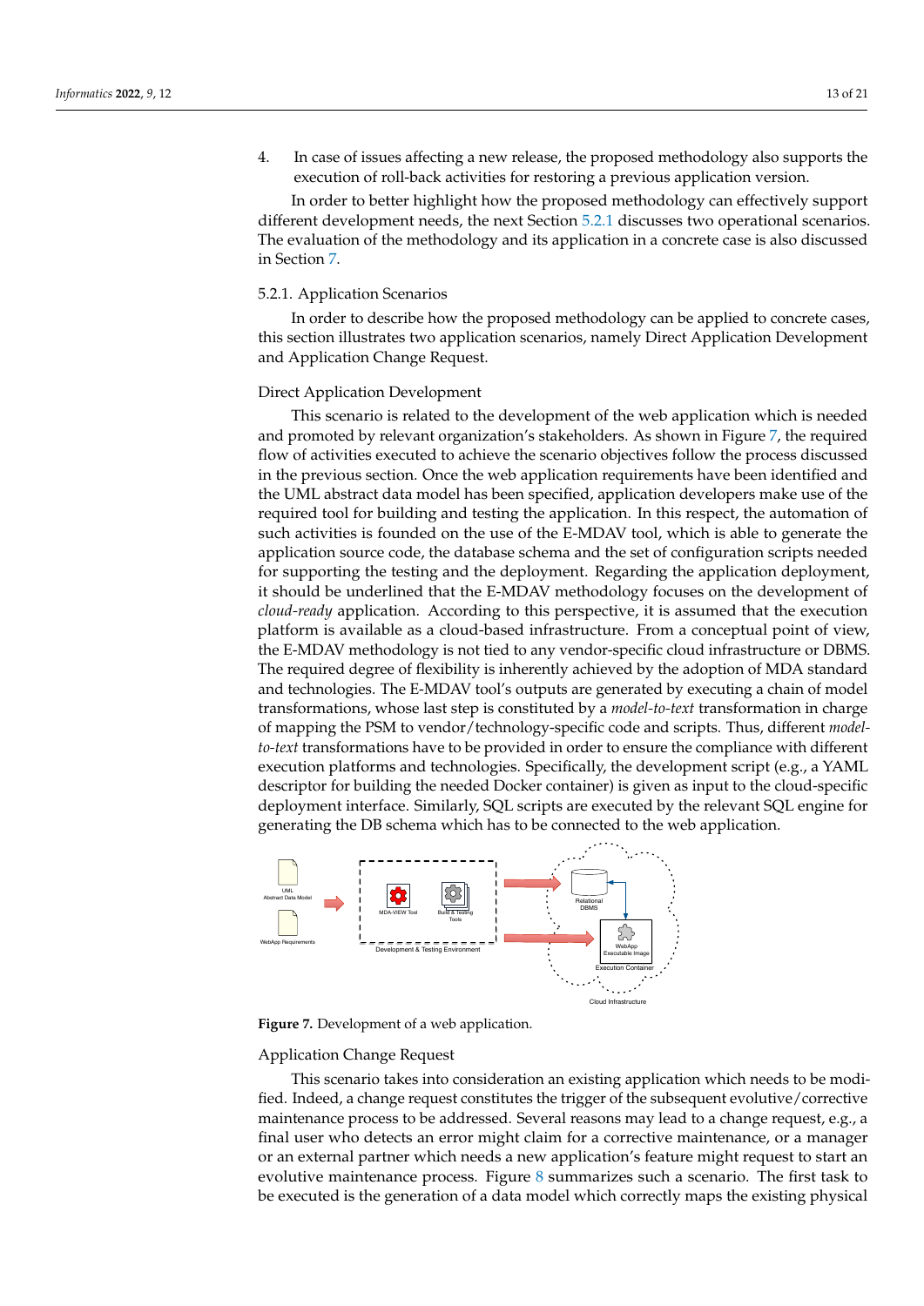4. In case of issues affecting a new release, the proposed methodology also supports the execution of roll-back activities for restoring a previous application version.

In order to better highlight how the proposed methodology can effectively support different development needs, the next Section 5.2.1 discusses two operational scenarios. The evaluation of the methodology and its application in a concrete case is also discussed in Section 7.

#### 5.2.1. Application Scenarios

In order to describe how the proposed methodology can be applied to concrete cases, this section illustrates two application scenarios, namely Direct Application Development and Application Change Request.

##### Direct Application Development

This scenario is related to the development of the web application which is needed and promoted by relevant organization's stakeholders. As shown in Figure 7, the required flow of activities executed to achieve the scenario objectives follow the process discussed in the previous section. Once the web application requirements have been identified and the UML abstract data model has been specified, application developers make use of the required tool for building and testing the application. In this respect, the automation of such activities is founded on the use of the E-MDAV tool, which is able to generate the application source code, the database schema and the set of configuration scripts needed for supporting the testing and the deployment. Regarding the application deployment, it should be underlined that the E-MDAV methodology focuses on the development of *cloud-ready* application. According to this perspective, it is assumed that the execution platform is available as a cloud-based infrastructure. From a conceptual point of view, the E-MDAV methodology is not tied to any vendor-specific cloud infrastructure or DBMS. The required degree of flexibility is inherently achieved by the adoption of MDA standard and technologies. The E-MDAV tool's outputs are generated by executing a chain of model transformations, whose last step is constituted by a *model-to-text* transformation in charge of mapping the PSM to vendor/technology-specific code and scripts. Thus, different *model-to-text* transformations have to be provided in order to ensure the compliance with different execution platforms and technologies. Specifically, the development script (e.g., a YAML descriptor for building the needed Docker container) is given as input to the cloud-specific deployment interface. Similarly, SQL scripts are executed by the relevant SQL engine for generating the DB schema which has to be connected to the web application.

**Figure 7.** Development of a web application.

##### Application Change Request

This scenario takes into consideration an existing application which needs to be modified. Indeed, a change request constitutes the trigger of the subsequent evolutive/corrective maintenance process to be addressed. Several reasons may lead to a change request, e.g., a final user who detects an error might claim for a corrective maintenance, or a manager or an external partner which needs a new application's feature might request to start an evolutive maintenance process. Figure 8 summarizes such a scenario. The first task to be executed is the generation of a data model which correctly maps the existing physical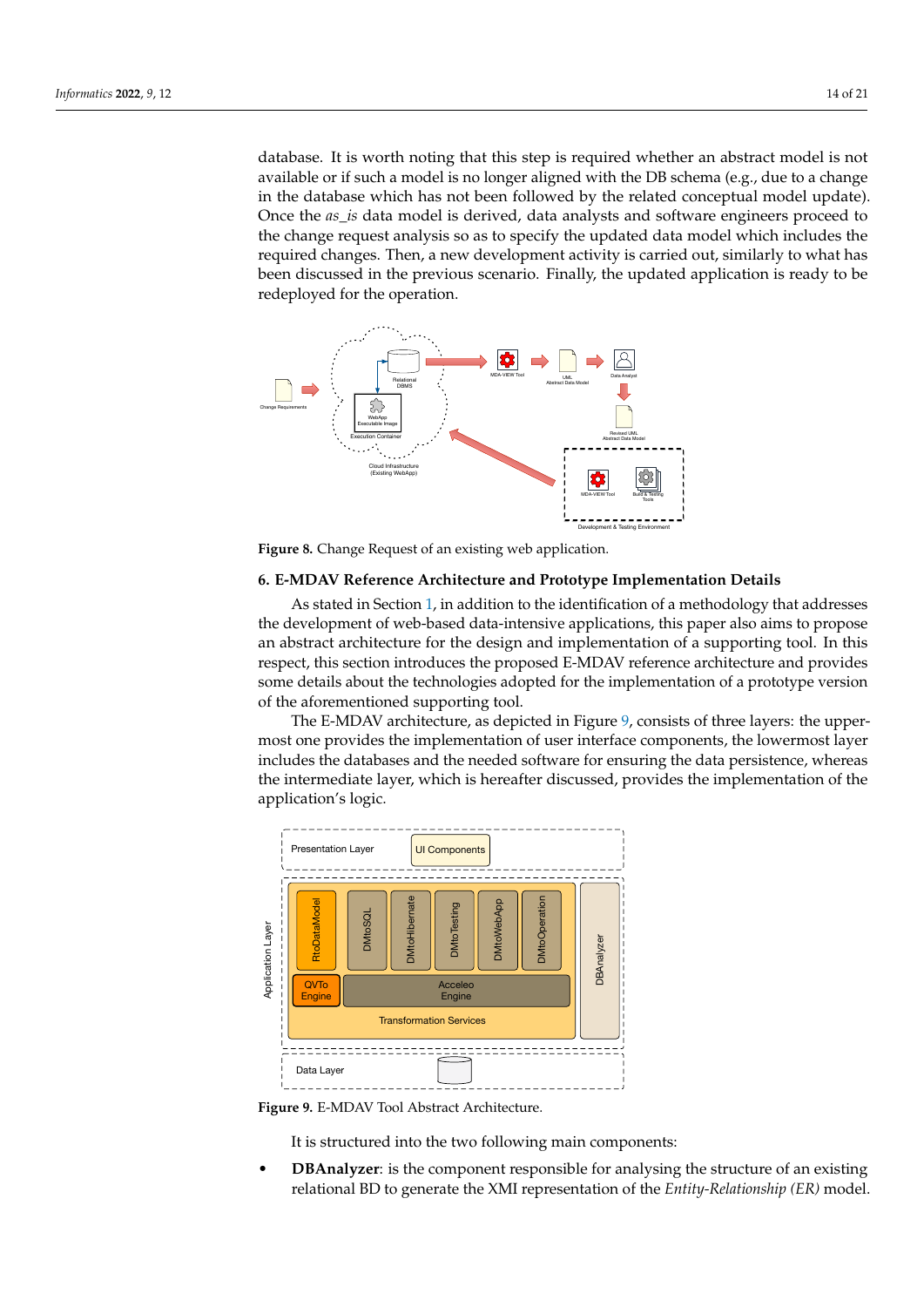database. It is worth noting that this step is required whether an abstract model is not available or if such a model is no longer aligned with the DB schema (e.g., due to a change in the database which has not been followed by the related conceptual model update). Once the *as_is* data model is derived, data analysts and software engineers proceed to the change request analysis so as to specify the updated data model which includes the required changes. Then, a new development activity is carried out, similarly to what has been discussed in the previous scenario. Finally, the updated application is ready to be redeployed for the operation.

**Figure 8.** Change Request of an existing web application.

## 6. E-MDAV Reference Architecture and Prototype Implementation Details

As stated in Section 1, in addition to the identification of a methodology that addresses the development of web-based data-intensive applications, this paper also aims to propose an abstract architecture for the design and implementation of a supporting tool. In this respect, this section introduces the proposed E-MDAV reference architecture and provides some details about the technologies adopted for the implementation of a prototype version of the aforementioned supporting tool.

The E-MDAV architecture, as depicted in Figure 9, consists of three layers: the uppermost one provides the implementation of user interface components, the lowermost layer includes the databases and the needed software for ensuring the data persistence, whereas the intermediate layer, which is hereafter discussed, provides the implementation of the application's logic.

**Figure 9.** E-MDAV Tool Abstract Architecture.

It is structured into the two following main components:

- **DBAnalyzer**: is the component responsible for analysing the structure of an existing relational BD to generate the XMI representation of the *Entity-Relationship (ER)* model.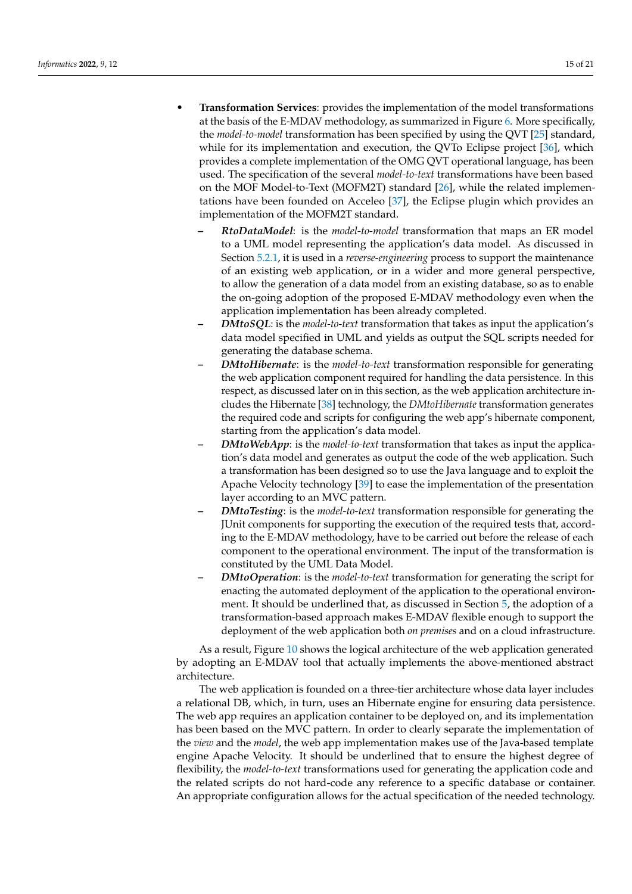- **Transformation Services**: provides the implementation of the model transformations at the basis of the E-MDAV methodology, as summarized in Figure 6. More specifically, the *model-to-model* transformation has been specified by using the QVT [25] standard, while for its implementation and execution, the QVTo Eclipse project [36], which provides a complete implementation of the OMG QVT operational language, has been used. The specification of the several *model-to-text* transformations have been based on the MOF Model-to-Text (MOFM2T) standard [26], while the related implementations have been founded on Acceleo [37], the Eclipse plugin which provides an implementation of the MOFM2T standard.
  - ***RtoDataModel***: is the *model-to-model* transformation that maps an ER model to a UML model representing the application's data model. As discussed in Section 5.2.1, it is used in a *reverse-engineering* process to support the maintenance of an existing web application, or in a wider and more general perspective, to allow the generation of a data model from an existing database, so as to enable the on-going adoption of the proposed E-MDAV methodology even when the application implementation has been already completed.
  - ***DMtoSQL***: is the *model-to-text* transformation that takes as input the application's data model specified in UML and yields as output the SQL scripts needed for generating the database schema.
  - ***DMtoHibernate***: is the *model-to-text* transformation responsible for generating the web application component required for handling the data persistence. In this respect, as discussed later on in this section, as the web application architecture includes the Hibernate [38] technology, the *DMtoHibernate* transformation generates the required code and scripts for configuring the web app's hibernate component, starting from the application's data model.
  - ***DMtoWebApp***: is the *model-to-text* transformation that takes as input the application's data model and generates as output the code of the web application. Such a transformation has been designed so to use the Java language and to exploit the Apache Velocity technology [39] to ease the implementation of the presentation layer according to an MVC pattern.
  - ***DMtoTesting***: is the *model-to-text* transformation responsible for generating the JUnit components for supporting the execution of the required tests that, according to the E-MDAV methodology, have to be carried out before the release of each component to the operational environment. The input of the transformation is constituted by the UML Data Model.
  - ***DMtoOperation***: is the *model-to-text* transformation for generating the script for enacting the automated deployment of the application to the operational environment. It should be underlined that, as discussed in Section 5, the adoption of a transformation-based approach makes E-MDAV flexible enough to support the deployment of the web application both *on premises* and on a cloud infrastructure.

As a result, Figure 10 shows the logical architecture of the web application generated by adopting an E-MDAV tool that actually implements the above-mentioned abstract architecture.

The web application is founded on a three-tier architecture whose data layer includes a relational DB, which, in turn, uses an Hibernate engine for ensuring data persistence. The web app requires an application container to be deployed on, and its implementation has been based on the MVC pattern. In order to clearly separate the implementation of the *view* and the *model*, the web app implementation makes use of the Java-based template engine Apache Velocity. It should be underlined that to ensure the highest degree of flexibility, the *model-to-text* transformations used for generating the application code and the related scripts do not hard-code any reference to a specific database or container. An appropriate configuration allows for the actual specification of the needed technology.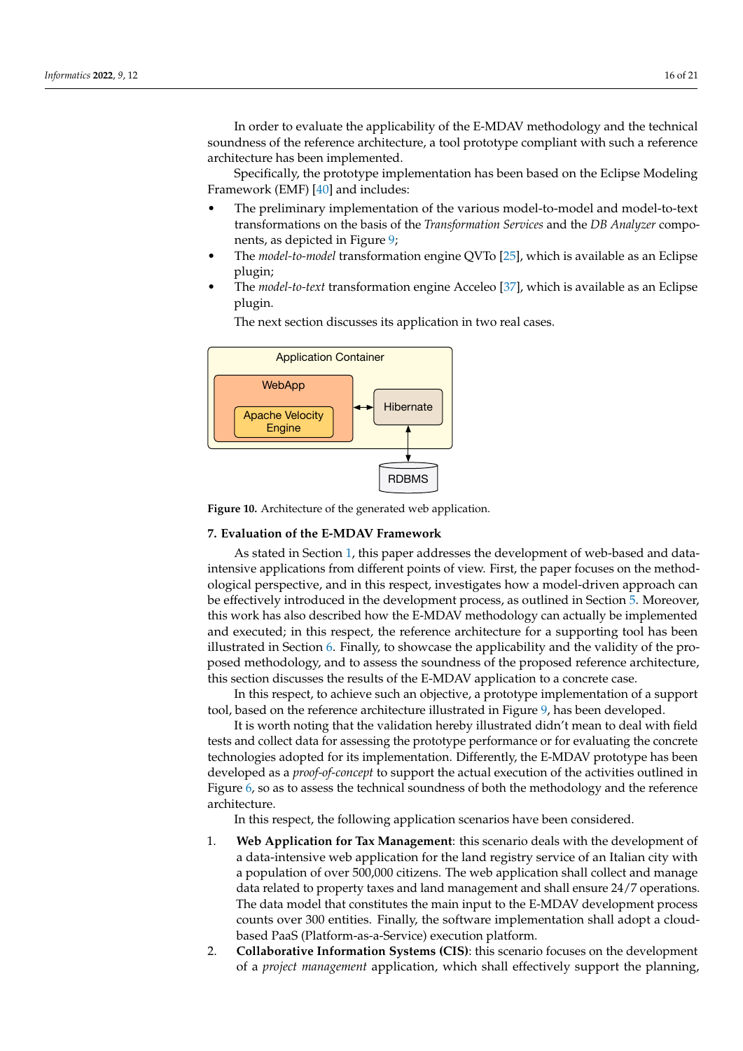In order to evaluate the applicability of the E-MDAV methodology and the technical soundness of the reference architecture, a tool prototype compliant with such a reference architecture has been implemented.

Specifically, the prototype implementation has been based on the Eclipse Modeling Framework (EMF) [40] and includes:

- The preliminary implementation of the various model-to-model and model-to-text transformations on the basis of the *Transformation Services* and the *DB Analyzer* components, as depicted in Figure 9;
- The *model-to-model* transformation engine QVTo [25], which is available as an Eclipse plugin;
- The *model-to-text* transformation engine Acceleo [37], which is available as an Eclipse plugin.

The next section discusses its application in two real cases.

Figure 10. Architecture of the generated web application.

## 7. Evaluation of the E-MDAV Framework

As stated in Section 1, this paper addresses the development of web-based and data-intensive applications from different points of view. First, the paper focuses on the methodological perspective, and in this respect, investigates how a model-driven approach can be effectively introduced in the development process, as outlined in Section 5. Moreover, this work has also described how the E-MDAV methodology can actually be implemented and executed; in this respect, the reference architecture for a supporting tool has been illustrated in Section 6. Finally, to showcase the applicability and the validity of the proposed methodology, and to assess the soundness of the proposed reference architecture, this section discusses the results of the E-MDAV application to a concrete case.

In this respect, to achieve such an objective, a prototype implementation of a support tool, based on the reference architecture illustrated in Figure 9, has been developed.

It is worth noting that the validation hereby illustrated didn't mean to deal with field tests and collect data for assessing the prototype performance or for evaluating the concrete technologies adopted for its implementation. Differently, the E-MDAV prototype has been developed as a *proof-of-concept* to support the actual execution of the activities outlined in Figure 6, so as to assess the technical soundness of both the methodology and the reference architecture.

In this respect, the following application scenarios have been considered.

1. **Web Application for Tax Management**: this scenario deals with the development of a data-intensive web application for the land registry service of an Italian city with a population of over 500,000 citizens. The web application shall collect and manage data related to property taxes and land management and shall ensure 24/7 operations. The data model that constitutes the main input to the E-MDAV development process counts over 300 entities. Finally, the software implementation shall adopt a cloud-based PaaS (Platform-as-a-Service) execution platform.
2. **Collaborative Information Systems (CIS)**: this scenario focuses on the development of a *project management* application, which shall effectively support the planning,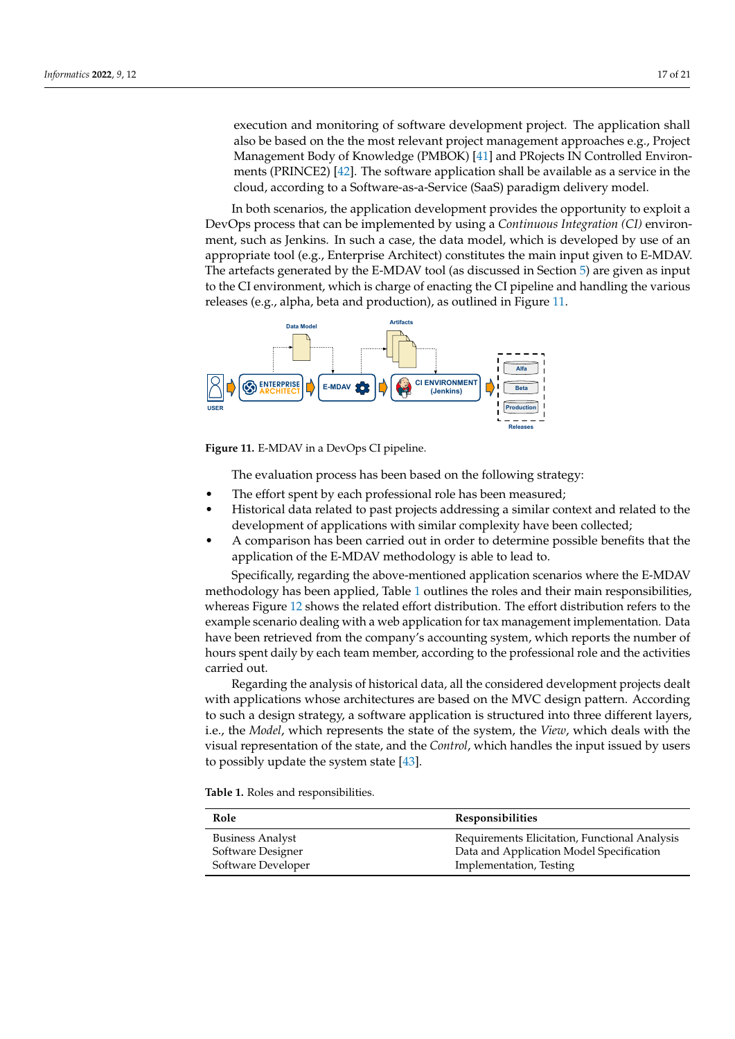execution and monitoring of software development project. The application shall also be based on the the most relevant project management approaches e.g., Project Management Body of Knowledge (PMBOK) [41] and PRojects IN Controlled Environments (PRINCE2) [42]. The software application shall be available as a service in the cloud, according to a Software-as-a-Service (SaaS) paradigm delivery model.

In both scenarios, the application development provides the opportunity to exploit a DevOps process that can be implemented by using a *Continuous Integration (CI)* environment, such as Jenkins. In such a case, the data model, which is developed by use of an appropriate tool (e.g., Enterprise Architect) constitutes the main input given to E-MDAV. The artefacts generated by the E-MDAV tool (as discussed in Section 5) are given as input to the CI environment, which is charge of enacting the CI pipeline and handling the various releases (e.g., alpha, beta and production), as outlined in Figure 11.

**Figure 11.** E-MDAV in a DevOps CI pipeline.

The evaluation process has been based on the following strategy:

- The effort spent by each professional role has been measured;
- Historical data related to past projects addressing a similar context and related to the development of applications with similar complexity have been collected;
- A comparison has been carried out in order to determine possible benefits that the application of the E-MDAV methodology is able to lead to.

Specifically, regarding the above-mentioned application scenarios where the E-MDAV methodology has been applied, Table 1 outlines the roles and their main responsibilities, whereas Figure 12 shows the related effort distribution. The effort distribution refers to the example scenario dealing with a web application for tax management implementation. Data have been retrieved from the company's accounting system, which reports the number of hours spent daily by each team member, according to the professional role and the activities carried out.

Regarding the analysis of historical data, all the considered development projects dealt with applications whose architectures are based on the MVC design pattern. According to such a design strategy, a software application is structured into three different layers, i.e., the *Model*, which represents the state of the system, the *View*, which deals with the visual representation of the state, and the *Control*, which handles the input issued by users to possibly update the system state [43].

**Table 1.** Roles and responsibilities.

| Role | Responsibilities |
|---|---|
| Business Analyst | Requirements Elicitation, Functional Analysis |
| Software Designer | Data and Application Model Specification |
| Software Developer | Implementation, Testing |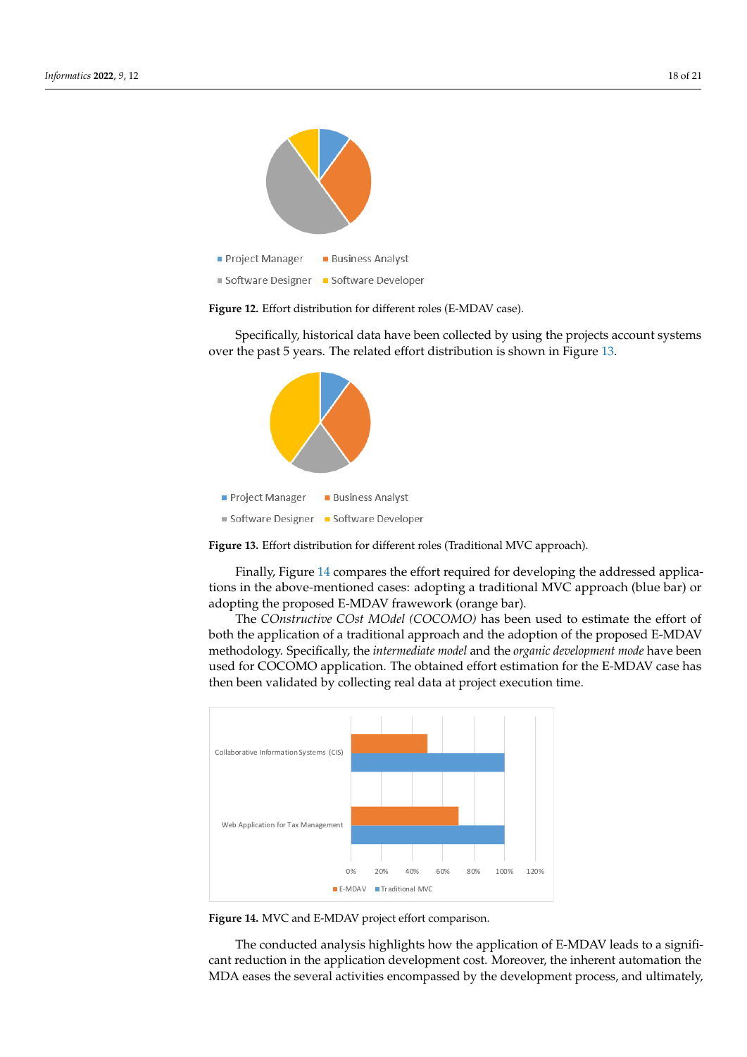Figure 12. Effort distribution for different roles (E-MDAV case).

Specifically, historical data have been collected by using the projects account systems over the past 5 years. The related effort distribution is shown in Figure 13.

Figure 13. Effort distribution for different roles (Traditional MVC approach).

Finally, Figure 14 compares the effort required for developing the addressed applications in the above-mentioned cases: adopting a traditional MVC approach (blue bar) or adopting the proposed E-MDAV frawework (orange bar).

The *COnstructive COst MOdel (COCOMO)* has been used to estimate the effort of both the application of a traditional approach and the adoption of the proposed E-MDAV methodology. Specifically, the *intermediate model* and the *organic development mode* have been used for COCOMO application. The obtained effort estimation for the E-MDAV case has then been validated by collecting real data at project execution time.

Figure 14. MVC and E-MDAV project effort comparison.

The conducted analysis highlights how the application of E-MDAV leads to a significant reduction in the application development cost. Moreover, the inherent automation the MDA eases the several activities encompassed by the development process, and ultimately,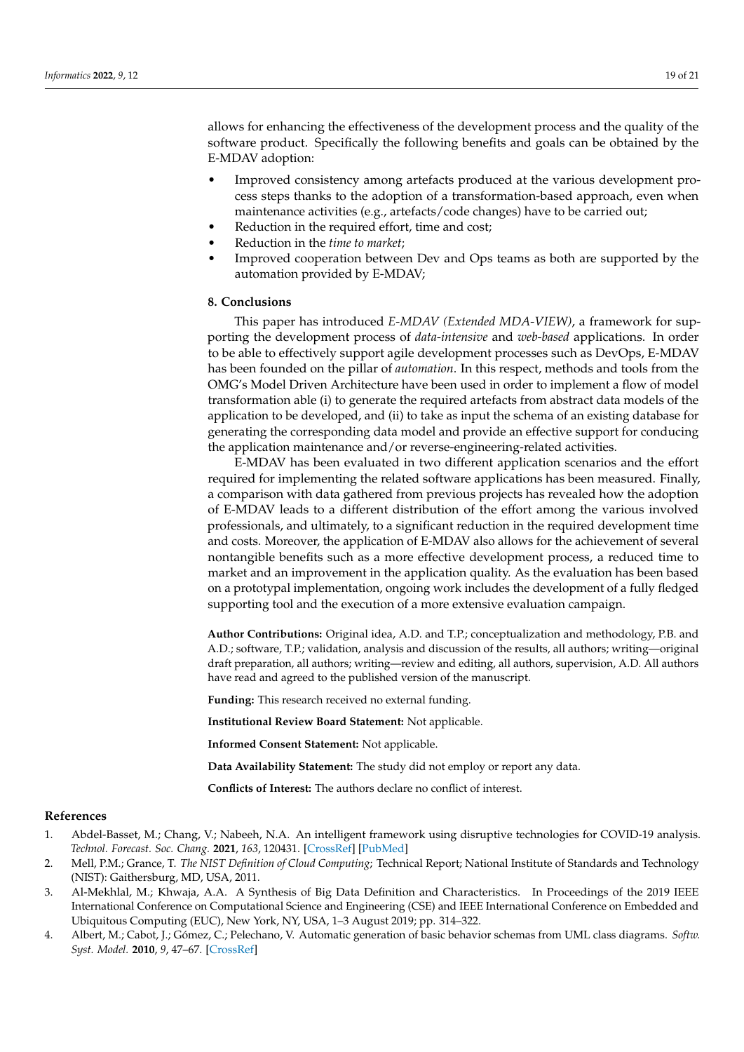allows for enhancing the effectiveness of the development process and the quality of the software product. Specifically the following benefits and goals can be obtained by the E-MDAV adoption:

- Improved consistency among artefacts produced at the various development process steps thanks to the adoption of a transformation-based approach, even when maintenance activities (e.g., artefacts/code changes) have to be carried out;
- Reduction in the required effort, time and cost;
- Reduction in the *time to market*;
- Improved cooperation between Dev and Ops teams as both are supported by the automation provided by E-MDAV;

## 8. Conclusions

This paper has introduced *E-MDAV (Extended MDA-VIEW)*, a framework for supporting the development process of *data-intensive* and *web-based* applications. In order to be able to effectively support agile development processes such as DevOps, E-MDAV has been founded on the pillar of *automation*. In this respect, methods and tools from the OMG's Model Driven Architecture have been used in order to implement a flow of model transformation able (i) to generate the required artefacts from abstract data models of the application to be developed, and (ii) to take as input the schema of an existing database for generating the corresponding data model and provide an effective support for conducing the application maintenance and/or reverse-engineering-related activities.

E-MDAV has been evaluated in two different application scenarios and the effort required for implementing the related software applications has been measured. Finally, a comparison with data gathered from previous projects has revealed how the adoption of E-MDAV leads to a different distribution of the effort among the various involved professionals, and ultimately, to a significant reduction in the required development time and costs. Moreover, the application of E-MDAV also allows for the achievement of several nontangible benefits such as a more effective development process, a reduced time to market and an improvement in the application quality. As the evaluation has been based on a prototypal implementation, ongoing work includes the development of a fully fledged supporting tool and the execution of a more extensive evaluation campaign.

**Author Contributions:** Original idea, A.D. and T.P.; conceptualization and methodology, P.B. and A.D.; software, T.P.; validation, analysis and discussion of the results, all authors; writing—original draft preparation, all authors; writing—review and editing, all authors, supervision, A.D. All authors have read and agreed to the published version of the manuscript.

**Funding:** This research received no external funding.

**Institutional Review Board Statement:** Not applicable.

**Informed Consent Statement:** Not applicable.

**Data Availability Statement:** The study did not employ or report any data.

**Conflicts of Interest:** The authors declare no conflict of interest.

## References

1. Abdel-Basset, M.; Chang, V.; Nabeeh, N.A. An intelligent framework using disruptive technologies for COVID-19 analysis. *Technol. Forecast. Soc. Chang.* **2021**, *163*, 120431. [CrossRef] [PubMed]
2. Mell, P.M.; Grance, T. *The NIST Definition of Cloud Computing*; Technical Report; National Institute of Standards and Technology (NIST): Gaithersburg, MD, USA, 2011.
3. Al-Mekhlal, M.; Khwaja, A.A. A Synthesis of Big Data Definition and Characteristics. In Proceedings of the 2019 IEEE International Conference on Computational Science and Engineering (CSE) and IEEE International Conference on Embedded and Ubiquitous Computing (EUC), New York, NY, USA, 1–3 August 2019; pp. 314–322.
4. Albert, M.; Cabot, J.; Gómez, C.; Pelechano, V. Automatic generation of basic behavior schemas from UML class diagrams. *Softw. Syst. Model.* **2010**, *9*, 47–67. [CrossRef]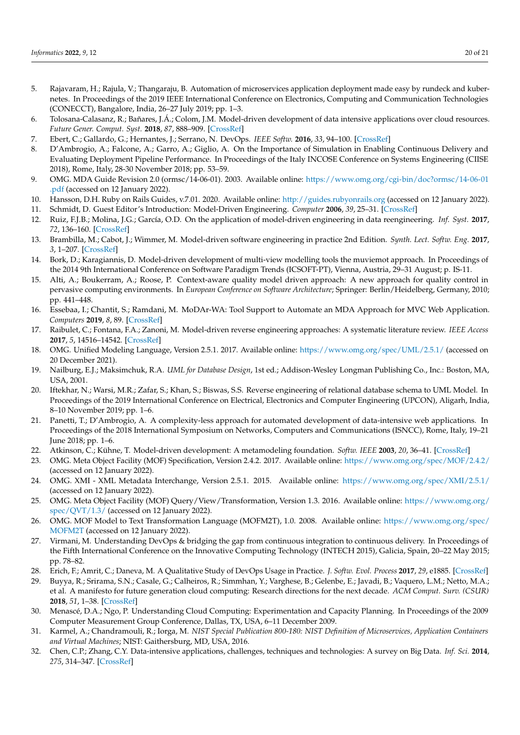5. Rajavaram, H.; Rajula, V.; Thangaraju, B. Automation of microservices application deployment made easy by rundeck and kubernetes. In Proceedings of the 2019 IEEE International Conference on Electronics, Computing and Communication Technologies (CONECCT), Bangalore, India, 26–27 July 2019; pp. 1–3.
6. Tolosana-Calasanz, R.; Bañares, J.Á.; Colom, J.M. Model-driven development of data intensive applications over cloud resources. *Future Gener. Comput. Syst.* **2018**, *87*, 888–909. [CrossRef]
7. Ebert, C.; Gallardo, G.; Hernantes, J.; Serrano, N. DevOps. *IEEE Softw.* **2016**, *33*, 94–100. [CrossRef]
8. D'Ambrogio, A.; Falcone, A.; Garro, A.; Giglio, A. On the Importance of Simulation in Enabling Continuous Delivery and Evaluating Deployment Pipeline Performance. In Proceedings of the Italy INCOSE Conference on Systems Engineering (CIISE 2018), Rome, Italy, 28-30 November 2018; pp. 53–59.
9. OMG. MDA Guide Revision 2.0 (ormsc/14-06-01). 2003. Available online: https://www.omg.org/cgi-bin/doc?ormsc/14-06-01.pdf (accessed on 12 January 2022).
10. Hansson, D.H. Ruby on Rails Guides, v.7.01. 2020. Available online: http://guides.rubyonrails.org (accessed on 12 January 2022).
11. Schmidt, D. Guest Editor's Introduction: Model-Driven Engineering. *Computer* **2006**, *39*, 25–31. [CrossRef]
12. Ruiz, F.J.B.; Molina, J.G.; García, O.D. On the application of model-driven engineering in data reengineering. *Inf. Syst.* **2017**, *72*, 136–160. [CrossRef]
13. Brambilla, M.; Cabot, J.; Wimmer, M. Model-driven software engineering in practice 2nd Edition. *Synth. Lect. Softw. Eng.* **2017**, *3*, 1–207. [CrossRef]
14. Bork, D.; Karagiannis, D. Model-driven development of multi-view modelling tools the muviemot approach. In Proceedings of the 2014 9th International Conference on Software Paradigm Trends (ICSOFT-PT), Vienna, Austria, 29–31 August; p. IS-11.
15. Alti, A.; Boukerram, A.; Roose, P. Context-aware quality model driven approach: A new approach for quality control in pervasive computing environments. In *European Conference on Software Architecture*; Springer: Berlin/Heidelberg, Germany, 2010; pp. 441–448.
16. Essebaa, I.; Chantit, S.; Ramdani, M. MoDAr-WA: Tool Support to Automate an MDA Approach for MVC Web Application. *Computers* **2019**, *8*, 89. [CrossRef]
17. Raibulet, C.; Fontana, F.A.; Zanoni, M. Model-driven reverse engineering approaches: A systematic literature review. *IEEE Access* **2017**, *5*, 14516–14542. [CrossRef]
18. OMG. Unified Modeling Language, Version 2.5.1. 2017. Available online: https://www.omg.org/spec/UML/2.5.1/ (accessed on 20 December 2021).
19. Nailburg, E.J.; Maksimchuk, R.A. *UML for Database Design*, 1st ed.; Addison-Wesley Longman Publishing Co., Inc.: Boston, MA, USA, 2001.
20. Iftekhar, N.; Warsi, M.R.; Zafar, S.; Khan, S.; Biswas, S.S. Reverse engineering of relational database schema to UML Model. In Proceedings of the 2019 International Conference on Electrical, Electronics and Computer Engineering (UPCON), Aligarh, India, 8–10 November 2019; pp. 1–6.
21. Panetti, T.; D'Ambrogio, A. A complexity-less approach for automated development of data-intensive web applications. In Proceedings of the 2018 International Symposium on Networks, Computers and Communications (ISNCC), Rome, Italy, 19–21 June 2018; pp. 1–6.
22. Atkinson, C.; Kühne, T. Model-driven development: A metamodeling foundation. *Softw. IEEE* **2003**, *20*, 36–41. [CrossRef]
23. OMG. Meta Object Facility (MOF) Specification, Version 2.4.2. 2017. Available online: https://www.omg.org/spec/MOF/2.4.2/ (accessed on 12 January 2022).
24. OMG. XMI - XML Metadata Interchange, Version 2.5.1. 2015. Available online: https://www.omg.org/spec/XMI/2.5.1/ (accessed on 12 January 2022).
25. OMG. Meta Object Facility (MOF) Query/View/Transformation, Version 1.3. 2016. Available online: https://www.omg.org/spec/QVT/1.3/ (accessed on 12 January 2022).
26. OMG. MOF Model to Text Transformation Language (MOFM2T), 1.0. 2008. Available online: https://www.omg.org/spec/MOFM2T (accessed on 12 January 2022).
27. Virmani, M. Understanding DevOps & bridging the gap from continuous integration to continuous delivery. In Proceedings of the Fifth International Conference on the Innovative Computing Technology (INTECH 2015), Galicia, Spain, 20–22 May 2015; pp. 78–82.
28. Erich, F.; Amrit, C.; Daneva, M. A Qualitative Study of DevOps Usage in Practice. *J. Softw. Evol. Process* **2017**, *29*, e1885. [CrossRef]
29. Buyya, R.; Srirama, S.N.; Casale, G.; Calheiros, R.; Simmhan, Y.; Varghese, B.; Gelenbe, E.; Javadi, B.; Vaquero, L.M.; Netto, M.A.; et al. A manifesto for future generation cloud computing: Research directions for the next decade. *ACM Comput. Surv. (CSUR)* **2018**, *51*, 1–38. [CrossRef]
30. Menascé, D.A.; Ngo, P. Understanding Cloud Computing: Experimentation and Capacity Planning. In Proceedings of the 2009 Computer Measurement Group Conference, Dallas, TX, USA, 6–11 December 2009.
31. Karmel, A.; Chandramouli, R.; Iorga, M. *NIST Special Publication 800-180: NIST Definition of Microservices, Application Containers and Virtual Machines*; NIST: Gaithersburg, MD, USA, 2016.
32. Chen, C.P.; Zhang, C.Y. Data-intensive applications, challenges, techniques and technologies: A survey on Big Data. *Inf. Sci.* **2014**, *275*, 314–347. [CrossRef]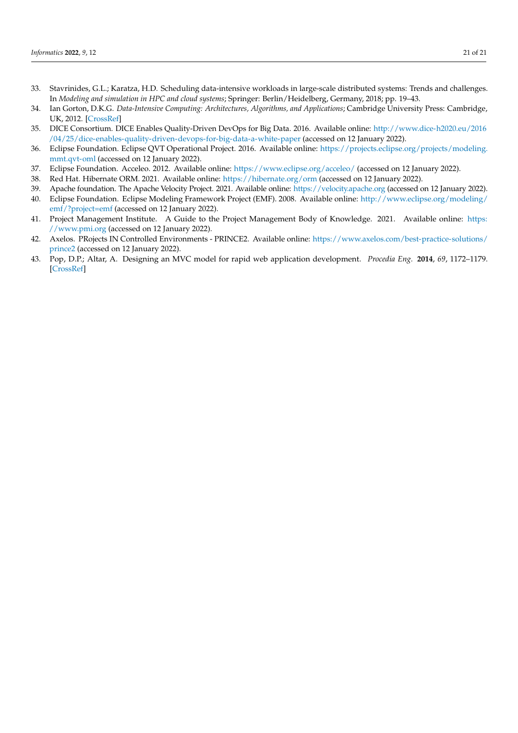33. Stavrinides, G.L.; Karatza, H.D. Scheduling data-intensive workloads in large-scale distributed systems: Trends and challenges. In *Modeling and simulation in HPC and cloud systems*; Springer: Berlin/Heidelberg, Germany, 2018; pp. 19–43.
34. Ian Gorton, D.K.G. *Data-Intensive Computing: Architectures, Algorithms, and Applications*; Cambridge University Press: Cambridge, UK, 2012. [CrossRef]
35. DICE Consortium. DICE Enables Quality-Driven DevOps for Big Data. 2016. Available online: http://www.dice-h2020.eu/2016/04/25/dice-enables-quality-driven-devops-for-big-data-a-white-paper (accessed on 12 January 2022).
36. Eclipse Foundation. Eclipse QVT Operational Project. 2016. Available online: https://projects.eclipse.org/projects/modeling.mmt.qvt-oml (accessed on 12 January 2022).
37. Eclipse Foundation. Acceleo. 2012. Available online: https://www.eclipse.org/acceleo/ (accessed on 12 January 2022).
38. Red Hat. Hibernate ORM. 2021. Available online: https://hibernate.org/orm (accessed on 12 January 2022).
39. Apache foundation. The Apache Velocity Project. 2021. Available online: https://velocity.apache.org (accessed on 12 January 2022).
40. Eclipse Foundation. Eclipse Modeling Framework Project (EMF). 2008. Available online: http://www.eclipse.org/modeling/emf/?project=emf (accessed on 12 January 2022).
41. Project Management Institute. A Guide to the Project Management Body of Knowledge. 2021. Available online: https://www.pmi.org (accessed on 12 January 2022).
42. Axelos. PRojects IN Controlled Environments - PRINCE2. Available online: https://www.axelos.com/best-practice-solutions/prince2 (accessed on 12 January 2022).
43. Pop, D.P.; Altar, A. Designing an MVC model for rapid web application development. *Procedia Eng.* **2014**, *69*, 1172–1179. [CrossRef]